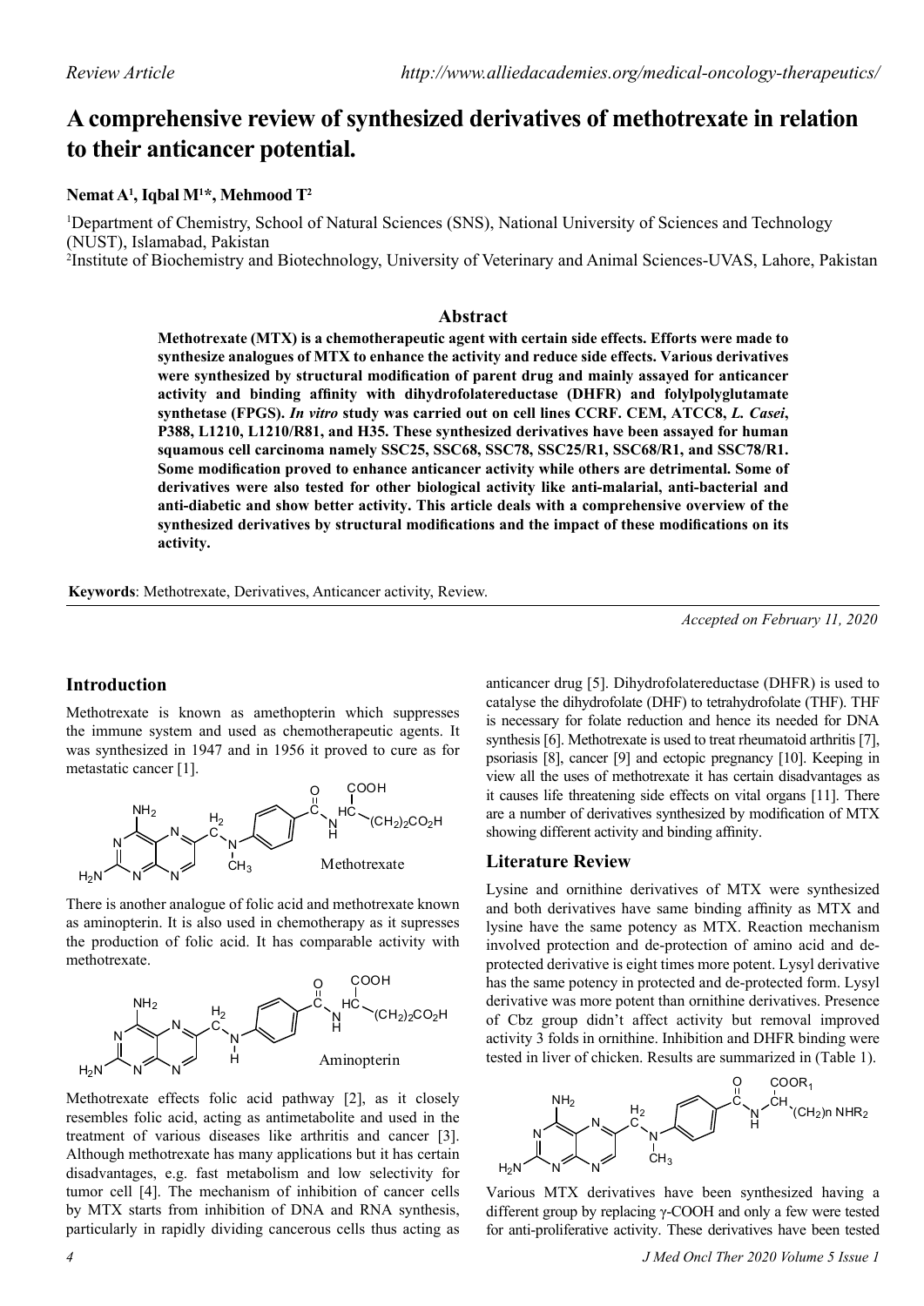*Review Article*

# A comprehensive review of synthesized derivatives of methotrexate in relation to their anticancer potential.

**Nemat A[1], Iqbal M[1]*, Mehmood T[2]**

[1]Department of Chemistry, School of Natural Sciences (SNS), National University of Sciences and Technology (NUST), Islamabad, Pakistan

[2]Institute of Biochemistry and Biotechnology, University of Veterinary and Animal Sciences-UVAS, Lahore, Pakistan

## Abstract

**Methotrexate (MTX) is a chemotherapeutic agent with certain side effects. Efforts were made to synthesize analogues of MTX to enhance the activity and reduce side effects. Various derivatives were synthesized by structural modification of parent drug and mainly assayed for anticancer activity and binding affinity with dihydrofolatereductase (DHFR) and folylpolyglutamate synthetase (FPGS). *In vitro* study was carried out on cell lines CCRF. CEM, ATCC8, *L. Casei*, P388, L1210, L1210/R81, and H35. These synthesized derivatives have been assayed for human squamous cell carcinoma namely SSC25, SSC68, SSC78, SSC25/R1, SSC68/R1, and SSC78/R1. Some modification proved to enhance anticancer activity while others are detrimental. Some of derivatives were also tested for other biological activity like anti-malarial, anti-bacterial and anti-diabetic and show better activity. This article deals with a comprehensive overview of the synthesized derivatives by structural modifications and the impact of these modifications on its activity.**

**Keywords**: Methotrexate, Derivatives, Anticancer activity, Review.

*Accepted on February 11, 2020*

## Introduction

Methotrexate is known as amethopterin which suppresses the immune system and used as chemotherapeutic agents. It was synthesized in 1947 and in 1956 it proved to cure as for metastatic cancer [1].

Methotrexate

There is another analogue of folic acid and methotrexate known as aminopterin. It is also used in chemotherapy as it supresses the production of folic acid. It has comparable activity with methotrexate.

Aminopterin

Methotrexate effects folic acid pathway [2], as it closely resembles folic acid, acting as antimetabolite and used in the treatment of various diseases like arthritis and cancer [3]. Although methotrexate has many applications but it has certain disadvantages, e.g. fast metabolism and low selectivity for tumor cell [4]. The mechanism of inhibition of cancer cells by MTX starts from inhibition of DNA and RNA synthesis, particularly in rapidly dividing cancerous cells thus acting as anticancer drug [5]. Dihydrofolatereductase (DHFR) is used to catalyse the dihydrofolate (DHF) to tetrahydrofolate (THF). THF is necessary for folate reduction and hence its needed for DNA synthesis [6]. Methotrexate is used to treat rheumatoid arthritis [7], psoriasis [8], cancer [9] and ectopic pregnancy [10]. Keeping in view all the uses of methotrexate it has certain disadvantages as it causes life threatening side effects on vital organs [11]. There are a number of derivatives synthesized by modification of MTX showing different activity and binding affinity.

## Literature Review

Lysine and ornithine derivatives of MTX were synthesized and both derivatives have same binding affinity as MTX and lysine have the same potency as MTX. Reaction mechanism involved protection and de-protection of amino acid and de-protected derivative is eight times more potent. Lysyl derivative has the same potency in protected and de-protected form. Lysyl derivative was more potent than ornithine derivatives. Presence of Cbz group didn't affect activity but removal improved activity 3 folds in ornithine. Inhibition and DHFR binding were tested in liver of chicken. Results are summarized in (Table 1).

Various MTX derivatives have been synthesized having a different group by replacing γ-COOH and only a few were tested for anti-proliferative activity. These derivatives have been tested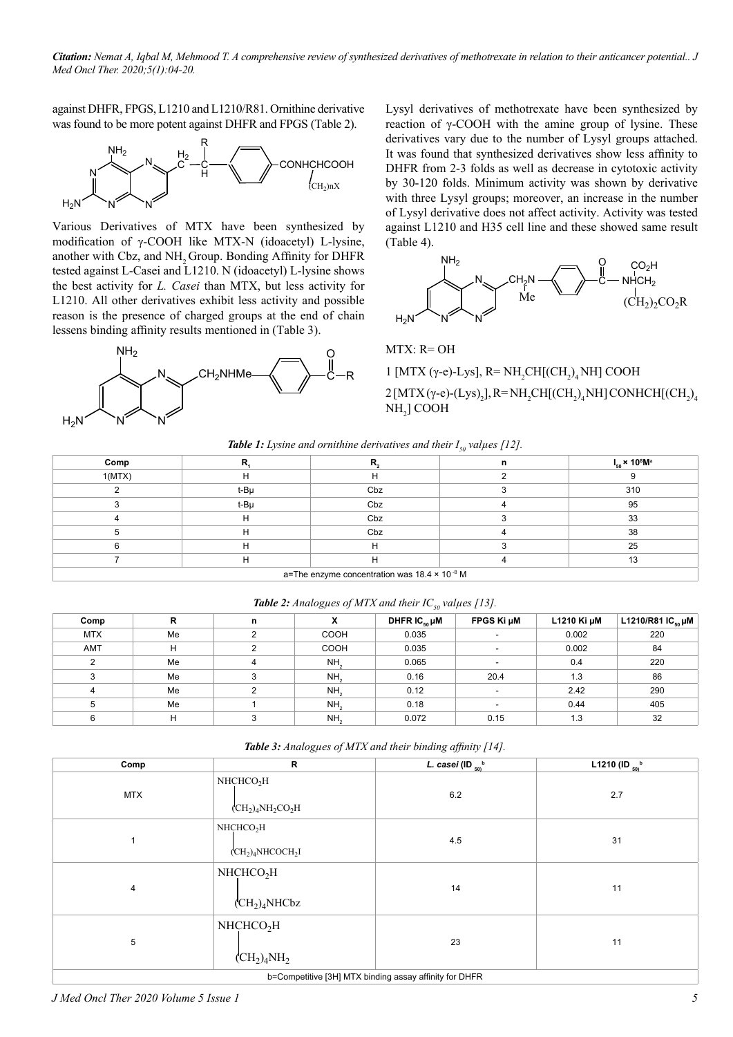against DHFR, FPGS, L1210 and L1210/R81. Ornithine derivative was found to be more potent against DHFR and FPGS (Table 2).

Various Derivatives of MTX have been synthesized by modification of γ-COOH like MTX-N (idoacetyl) L-lysine, another with Cbz, and $NH_2$ Group. Bonding Affinity for DHFR tested against L-Casei and L1210. N (idoacetyl) L-lysine shows the best activity for *L. Casei* than MTX, but less activity for L1210. All other derivatives exhibit less activity and possible reason is the presence of charged groups at the end of chain lessens binding affinity results mentioned in (Table 3).

Lysyl derivatives of methotrexate have been synthesized by reaction of γ-COOH with the amine group of lysine. These derivatives vary due to the number of Lysyl groups attached. It was found that synthesized derivatives show less affinity to DHFR from 2-3 folds as well as decrease in cytotoxic activity by 30-120 folds. Minimum activity was shown by derivative with three Lysyl groups; moreover, an increase in the number of Lysyl derivative does not affect activity. Activity was tested against L1210 and H35 cell line and these showed same result (Table 4).

MTX: R= OH

1 [MTX (γ-e)-Lys], R= $NH_2CH[(CH_2)_4NH]$ COOH

2 [MTX (γ-e)-$(Lys)_2$], R= $NH_2CH[(CH_2)_4NH]CONHCH[(CH_2)_4NH_2]$ COOH

***Table 1:** Lysine and ornithine derivatives and their $I_{50}$ values [12].*

| Comp | $R_1$ | $R_2$ | n | $I_{50} \times 10^8 M^a$ |
|---|---|---|---|---|
| 1(MTX) | H | H | 2 | 9 |
| 2 | t-Bμ | Cbz | 3 | 310 |
| 3 | t-Bμ | Cbz | 4 | 95 |
| 4 | H | Cbz | 3 | 33 |
| 5 | H | Cbz | 4 | 38 |
| 6 | H | H | 3 | 25 |
| 7 | H | H | 4 | 13 |

a=The enzyme concentration was $18.4 \times 10^{-8}$ M

***Table 2:** Analogues of MTX and their $IC_{50}$ values [13].*

| Comp | R | n | X | DHFR $IC_{50}$ μM | FPGS Ki μM | L1210 Ki μM | L1210/R81 $IC_{50}$ μM |
|---|---|---|---|---|---|---|---|
| MTX | Me | 2 | COOH | 0.035 | - | 0.002 | 220 |
| AMT | H | 2 | COOH | 0.035 | - | 0.002 | 84 |
| 2 | Me | 4 | $NH_2$ | 0.065 | - | 0.4 | 220 |
| 3 | Me | 3 | $NH_2$ | 0.16 | 20.4 | 1.3 | 86 |
| 4 | Me | 2 | $NH_2$ | 0.12 | - | 2.42 | 290 |
| 5 | Me | 1 | $NH_2$ | 0.18 | - | 0.44 | 405 |
| 6 | H | 3 | $NH_2$ | 0.072 | 0.15 | 1.3 | 32 |

***Table 3:** Analogues of MTX and their binding affinity [14].*

| Comp | R | *L. casei* ($ID_{50}$)[b] | L1210 ($ID_{50}$)[b] |
|---|---|---|---|
| MTX | $NHCHCO_2H$ / $(CH_2)_4NH_2CO_2H$ | 6.2 | 2.7 |
| 1 | $NHCHCO_2H$ / $(CH_2)_4NHCOCH_2I$ | 4.5 | 31 |
| 4 | $NHCHCO_2H$ / $(CH_2)_4NHCbz$ | 14 | 11 |
| 5 | $NHCHCO_2H$ / $(CH_2)_4NH_2$ | 23 | 11 |

b=Competitive [3H] MTX binding assay affinity for DHFR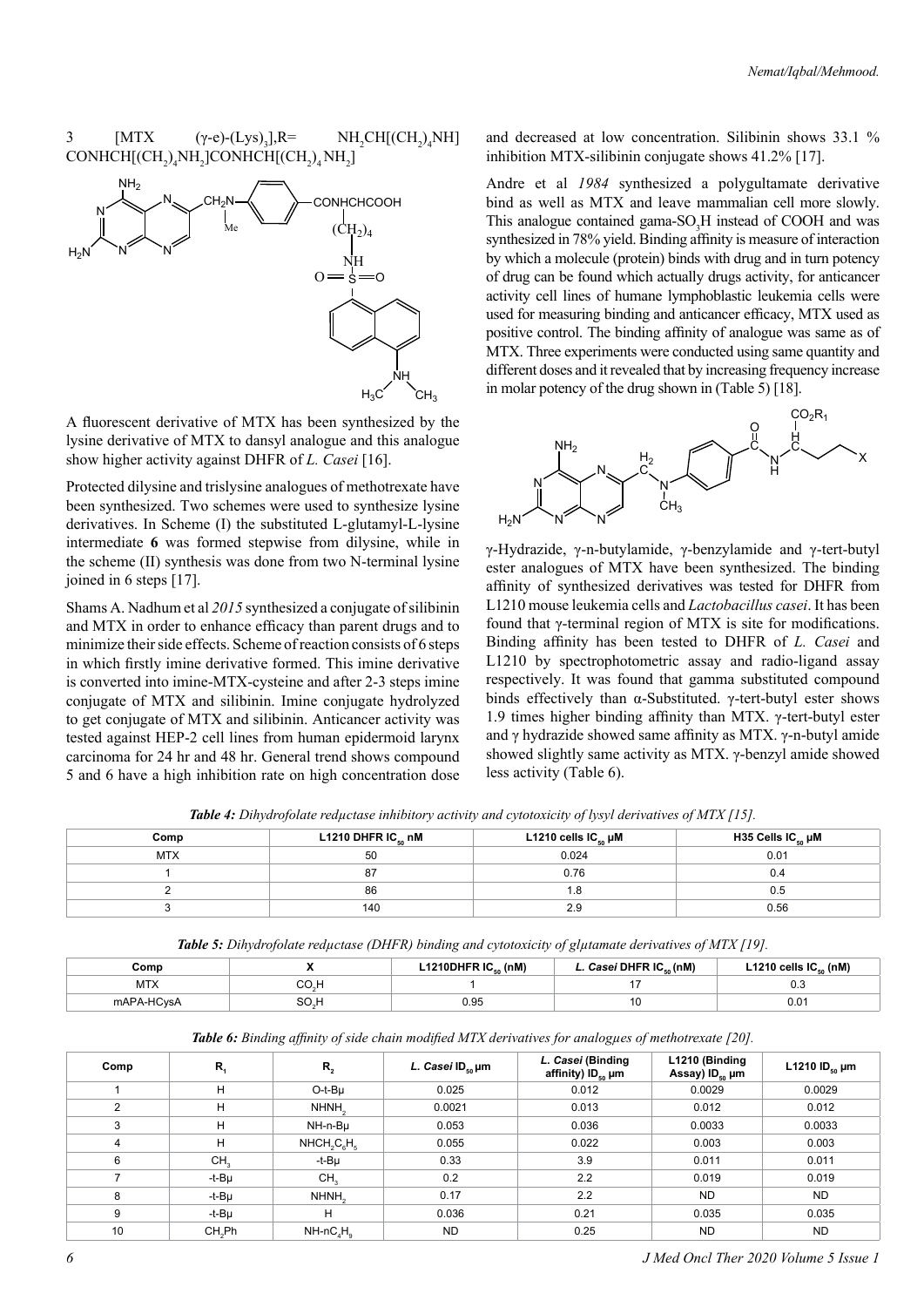3 [MTX (γ-e)-$(Lys)_3$],R= $NH_2CH[(CH_2)_4NH]CONHCH[(CH_2)_4NH_2]CONHCH[(CH_2)_4NH_2]$

A fluorescent derivative of MTX has been synthesized by the lysine derivative of MTX to dansyl analogue and this analogue show higher activity against DHFR of *L. Casei* [16].

Protected dilysine and trislysine analogues of methotrexate have been synthesized. Two schemes were used to synthesize lysine derivatives. In Scheme (I) the substituted L-glutamyl-L-lysine intermediate **6** was formed stepwise from dilysine, while in the scheme (II) synthesis was done from two N-terminal lysine joined in 6 steps [17].

Shams A. Nadhum et al *2015* synthesized a conjugate of silibinin and MTX in order to enhance efficacy than parent drugs and to minimize their side effects. Scheme of reaction consists of 6 steps in which firstly imine derivative formed. This imine derivative is converted into imine-MTX-cysteine and after 2-3 steps imine conjugate of MTX and silibinin. Imine conjugate hydrolyzed to get conjugate of MTX and silibinin. Anticancer activity was tested against HEP-2 cell lines from human epidermoid larynx carcinoma for 24 hr and 48 hr. General trend shows compound 5 and 6 have a high inhibition rate on high concentration dose and decreased at low concentration. Silibinin shows 33.1 % inhibition MTX-silibinin conjugate shows 41.2% [17].

Andre et al *1984* synthesized a polygultamate derivative bind as well as MTX and leave mammalian cell more slowly. This analogue contained gama-$SO_3H$ instead of COOH and was synthesized in 78% yield. Binding affinity is measure of interaction by which a molecule (protein) binds with drug and in turn potency of drug can be found which actually drugs activity, for anticancer activity cell lines of humane lymphoblastic leukemia cells were used for measuring binding and anticancer efficacy, MTX used as positive control. The binding affinity of analogue was same as of MTX. Three experiments were conducted using same quantity and different doses and it revealed that by increasing frequency increase in molar potency of the drug shown in (Table 5) [18].

γ-Hydrazide, γ-n-butylamide, γ-benzylamide and γ-tert-butyl ester analogues of MTX have been synthesized. The binding affinity of synthesized derivatives was tested for DHFR from L1210 mouse leukemia cells and *Lactobacillus casei*. It has been found that γ-terminal region of MTX is site for modifications. Binding affinity has been tested to DHFR of *L. Casei* and L1210 by spectrophotometric assay and radio-ligand assay respectively. It was found that gamma substituted compound binds effectively than α-Substituted. γ-tert-butyl ester shows 1.9 times higher binding affinity than MTX. γ-tert-butyl ester and γ hydrazide showed same affinity as MTX. γ-n-butyl amide showed slightly same activity as MTX. γ-benzyl amide showed less activity (Table 6).

***Table 4:*** *Dihydrofolate redμctase inhibitory activity and cytotoxicity of lysyl derivatives of MTX [15].*

| Comp | L1210 DHFR $IC_{50}$ nM | L1210 cells $IC_{50}$ μM | H35 Cells $IC_{50}$ μM |
|---|---|---|---|
| MTX | 50 | 0.024 | 0.01 |
| 1 | 87 | 0.76 | 0.4 |
| 2 | 86 | 1.8 | 0.5 |
| 3 | 140 | 2.9 | 0.56 |

***Table 5:*** *Dihydrofolate redμctase (DHFR) binding and cytotoxicity of glμtamate derivatives of MTX [19].*

| Comp | X | L1210DHFR $IC_{50}$ (nM) | *L. Casei* DHFR $IC_{50}$ (nM) | L1210 cells $IC_{50}$ (nM) |
|---|---|---|---|---|
| MTX | $CO_2H$ | 1 | 17 | 0.3 |
| mAPA-HCysA | $SO_2H$ | 0.95 | 10 | 0.01 |

***Table 6:*** *Binding affinity of side chain modified MTX derivatives for analogμes of methotrexate [20].*

| Comp | $R_1$ | $R_2$ | *L. Casei* $ID_{50}$ μm | *L. Casei* (Binding affinity) $ID_{50}$ μm | L1210 (Binding Assay) $ID_{50}$ μm | L1210 $ID_{50}$ μm |
|---|---|---|---|---|---|---|
| 1 | H | O-t-Bμ | 0.025 | 0.012 | 0.0029 | 0.0029 |
| 2 | H | $NHNH_2$ | 0.0021 | 0.013 | 0.012 | 0.012 |
| 3 | H | NH-n-Bμ | 0.053 | 0.036 | 0.0033 | 0.0033 |
| 4 | H | $NHCH_2C_6H_5$ | 0.055 | 0.022 | 0.003 | 0.003 |
| 6 | $CH_3$ | -t-Bμ | 0.33 | 3.9 | 0.011 | 0.011 |
| 7 | -t-Bμ | $CH_3$ | 0.2 | 2.2 | 0.019 | 0.019 |
| 8 | -t-Bμ | $NHNH_2$ | 0.17 | 2.2 | ND | ND |
| 9 | -t-Bμ | H | 0.036 | 0.21 | 0.035 | 0.035 |
| 10 | $CH_2Ph$ | $NH-nC_4H_9$ | ND | 0.25 | ND | ND |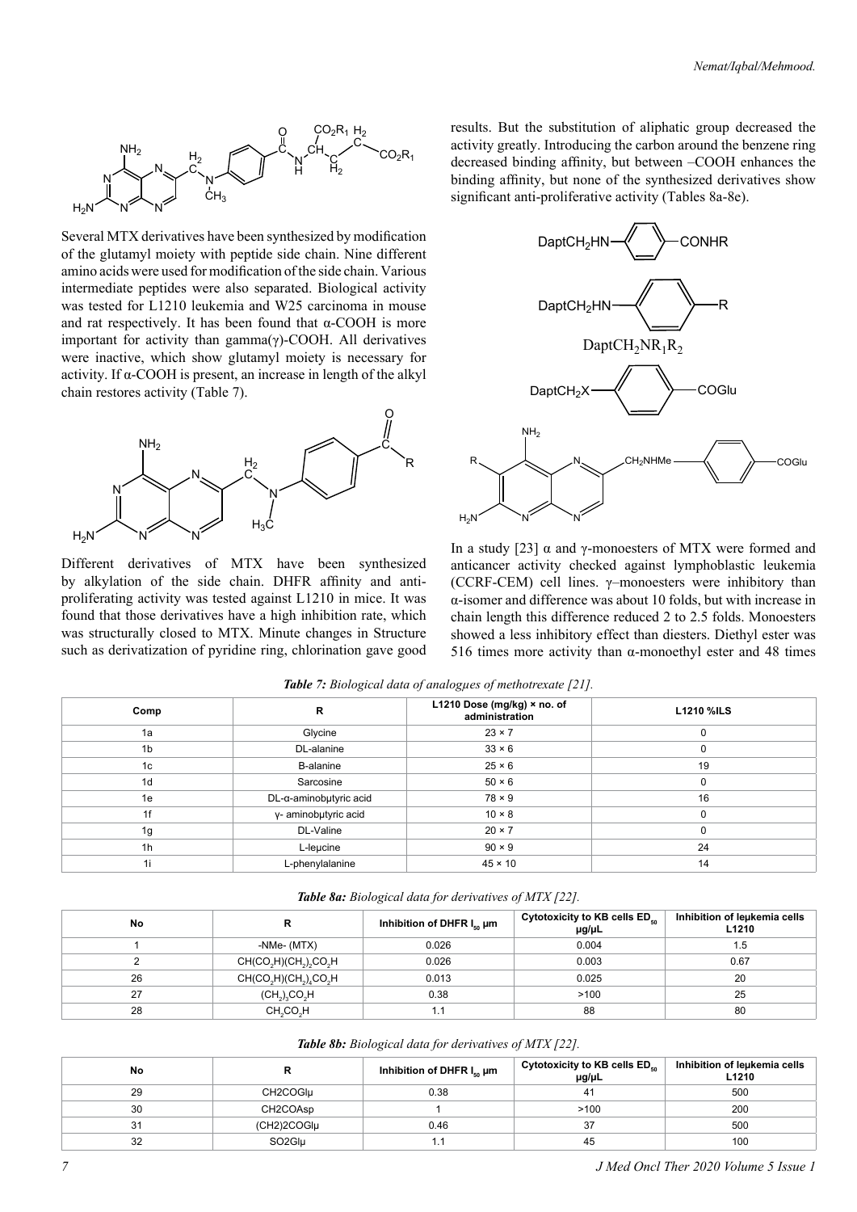Several MTX derivatives have been synthesized by modification of the glutamyl moiety with peptide side chain. Nine different amino acids were used for modification of the side chain. Various intermediate peptides were also separated. Biological activity was tested for L1210 leukemia and W25 carcinoma in mouse and rat respectively. It has been found that α-COOH is more important for activity than gamma(γ)-COOH. All derivatives were inactive, which show glutamyl moiety is necessary for activity. If α-COOH is present, an increase in length of the alkyl chain restores activity (Table 7).

Different derivatives of MTX have been synthesized by alkylation of the side chain. DHFR affinity and anti-proliferating activity was tested against L1210 in mice. It was found that those derivatives have a high inhibition rate, which was structurally closed to MTX. Minute changes in Structure such as derivatization of pyridine ring, chlorination gave good results. But the substitution of aliphatic group decreased the activity greatly. Introducing the carbon around the benzene ring decreased binding affinity, but between –COOH enhances the binding affinity, but none of the synthesized derivatives show significant anti-proliferative activity (Tables 8a-8e).

In a study [23] α and γ-monoesters of MTX were formed and anticancer activity checked against lymphoblastic leukemia (CCRF-CEM) cell lines. γ–monoesters were inhibitory than α-isomer and difference was about 10 folds, but with increase in chain length this difference reduced 2 to 2.5 folds. Monoesters showed a less inhibitory effect than diesters. Diethyl ester was 516 times more activity than α-monoethyl ester and 48 times

*Table 7: Biological data of analogµes of methotrexate [21].*

| Comp | R | L1210 Dose (mg/kg) × no. of administration | L1210 %ILS |
|---|---|---|---|
| 1a | Glycine | 23 × 7 | 0 |
| 1b | DL-alanine | 33 × 6 | 0 |
| 1c | B-alanine | 25 × 6 | 19 |
| 1d | Sarcosine | 50 × 6 | 0 |
| 1e | DL-α-aminobµtyric acid | 78 × 9 | 16 |
| 1f | γ- aminobµtyric acid | 10 × 8 | 0 |
| 1g | DL-Valine | 20 × 7 | 0 |
| 1h | L-leµcine | 90 × 9 | 24 |
| 1i | L-phenylalanine | 45 × 10 | 14 |

*Table 8a: Biological data for derivatives of MTX [22].*

| No | R | Inhibition of DHFR $I_{50}$ µm | Cytotoxicity to KB cells $ED_{50}$ µg/µL | Inhibition of leµkemia cells L1210 |
|---|---|---|---|---|
| 1 | -NMe- (MTX) | 0.026 | 0.004 | 1.5 |
| 2 | $CH(CO_2H)(CH_2)_2CO_2H$ | 0.026 | 0.003 | 0.67 |
| 26 | $CH(CO_2H)(CH_2)_4CO_2H$ | 0.013 | 0.025 | 20 |
| 27 | $(CH_2)_3CO_2H$ | 0.38 | >100 | 25 |
| 28 | $CH_2CO_2H$ | 1.1 | 88 | 80 |

*Table 8b: Biological data for derivatives of MTX [22].*

| No | R | Inhibition of DHFR $I_{50}$ µm | Cytotoxicity to KB cells $ED_{50}$ µg/µL | Inhibition of leµkemia cells L1210 |
|---|---|---|---|---|
| 29 | CH2COGlµ | 0.38 | 41 | 500 |
| 30 | CH2COAsp | 1 | >100 | 200 |
| 31 | (CH2)2COGlµ | 0.46 | 37 | 500 |
| 32 | SO2Glµ | 1.1 | 45 | 100 |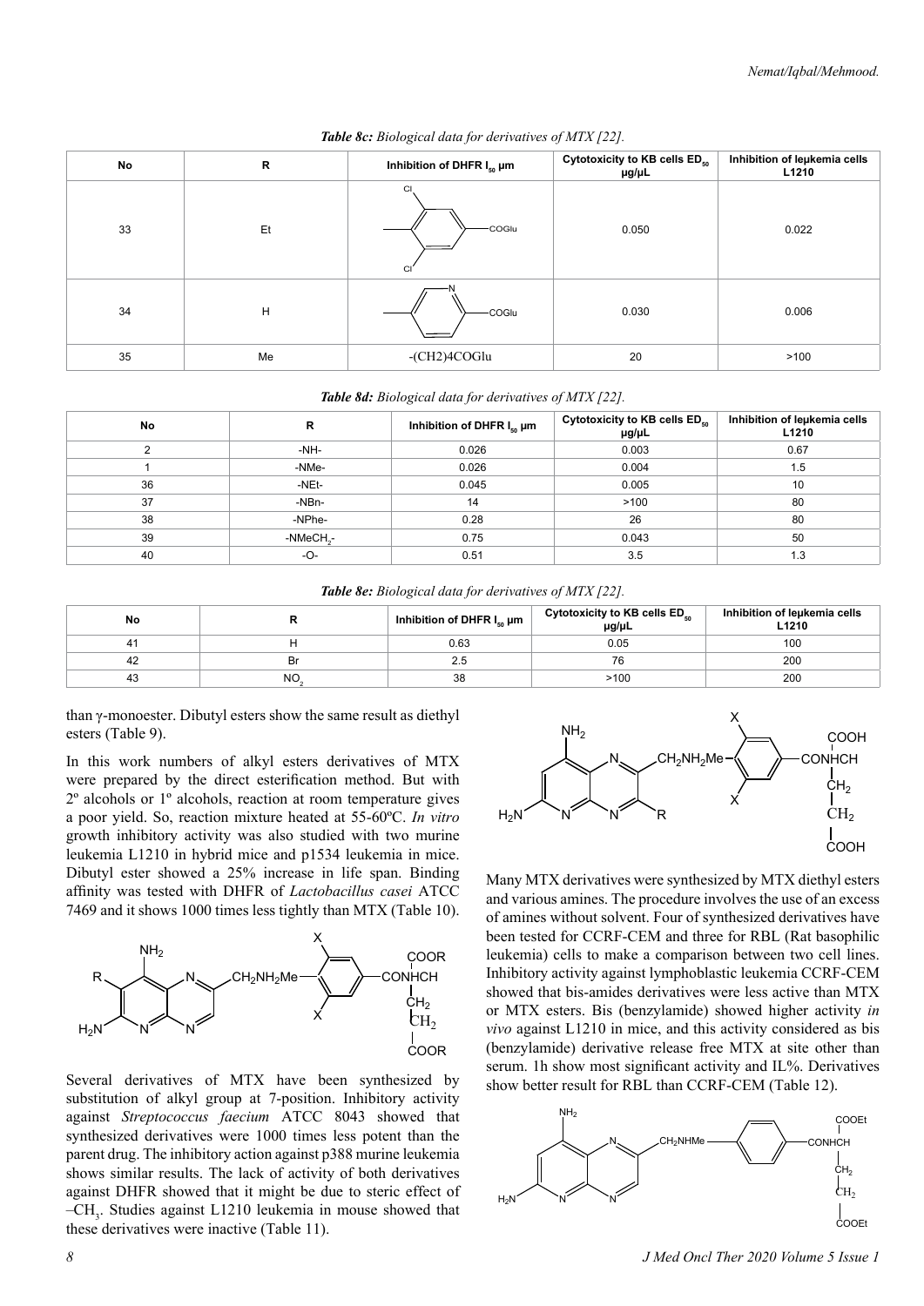*Table 8c: Biological data for derivatives of MTX [22].*

| No | R | Inhibition of DHFR $I_{50}$ μm | Cytotoxicity to KB cells $ED_{50}$ μg/μL | Inhibition of leμkemia cells L1210 |
|---|---|---|---|---|
| 33 | Et | (3,5-dichlorophenyl)-COGlu | 0.050 | 0.022 |
| 34 | H | (pyridinyl)-COGlu | 0.030 | 0.006 |
| 35 | Me | -(CH2)4COGlu | 20 | >100 |

*Table 8d: Biological data for derivatives of MTX [22].*

| No | R | Inhibition of DHFR $I_{50}$ μm | Cytotoxicity to KB cells $ED_{50}$ μg/μL | Inhibition of leμkemia cells L1210 |
|---|---|---|---|---|
| 2 | -NH- | 0.026 | 0.003 | 0.67 |
| 1 | -NMe- | 0.026 | 0.004 | 1.5 |
| 36 | -NEt- | 0.045 | 0.005 | 10 |
| 37 | -NBn- | 14 | >100 | 80 |
| 38 | -NPhe- | 0.28 | 26 | 80 |
| 39 | -NMeCH$_2$- | 0.75 | 0.043 | 50 |
| 40 | -O- | 0.51 | 3.5 | 1.3 |

*Table 8e: Biological data for derivatives of MTX [22].*

| No | R | Inhibition of DHFR $I_{50}$ μm | Cytotoxicity to KB cells $ED_{50}$ μg/μL | Inhibition of leμkemia cells L1210 |
|---|---|---|---|---|
| 41 | H | 0.63 | 0.05 | 100 |
| 42 | Br | 2.5 | 76 | 200 |
| 43 | NO$_2$ | 38 | >100 | 200 |

than γ-monoester. Dibutyl esters show the same result as diethyl esters (Table 9).

In this work numbers of alkyl esters derivatives of MTX were prepared by the direct esterification method. But with 2º alcohols or 1º alcohols, reaction at room temperature gives a poor yield. So, reaction mixture heated at 55-60ºC. *In vitro* growth inhibitory activity was also studied with two murine leukemia L1210 in hybrid mice and p1534 leukemia in mice. Dibutyl ester showed a 25% increase in life span. Binding affinity was tested with DHFR of *Lactobacillus casei* ATCC 7469 and it shows 1000 times less tightly than MTX (Table 10).

Several derivatives of MTX have been synthesized by substitution of alkyl group at 7-position. Inhibitory activity against *Streptococcus faecium* ATCC 8043 showed that synthesized derivatives were 1000 times less potent than the parent drug. The inhibitory action against p388 murine leukemia shows similar results. The lack of activity of both derivatives against DHFR showed that it might be due to steric effect of $–CH_3$. Studies against L1210 leukemia in mouse showed that these derivatives were inactive (Table 11).

Many MTX derivatives were synthesized by MTX diethyl esters and various amines. The procedure involves the use of an excess of amines without solvent. Four of synthesized derivatives have been tested for CCRF-CEM and three for RBL (Rat basophilic leukemia) cells to make a comparison between two cell lines. Inhibitory activity against lymphoblastic leukemia CCRF-CEM showed that bis-amides derivatives were less active than MTX or MTX esters. Bis (benzylamide) showed higher activity *in vivo* against L1210 in mice, and this activity considered as bis (benzylamide) derivative release free MTX at site other than serum. 1h show most significant activity and IL%. Derivatives show better result for RBL than CCRF-CEM (Table 12).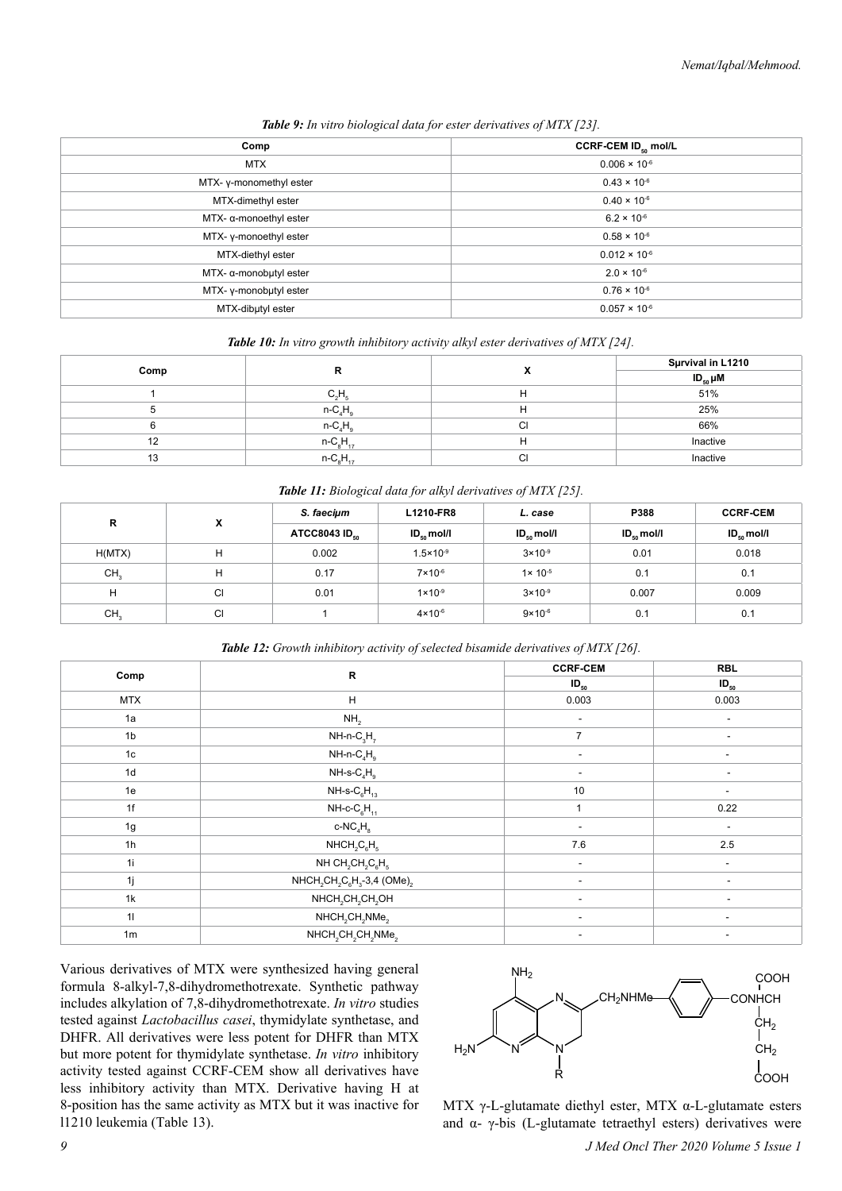*Table 9: In vitro biological data for ester derivatives of MTX [23].*

| Comp | CCRF-CEM $ID_{50}$ mol/L |
|---|---|
| MTX | $0.006 \times 10^{-6}$ |
| MTX- γ-monomethyl ester | $0.43 \times 10^{-6}$ |
| MTX-dimethyl ester | $0.40 \times 10^{-6}$ |
| MTX- α-monoethyl ester | $6.2 \times 10^{-6}$ |
| MTX- γ-monoethyl ester | $0.58 \times 10^{-6}$ |
| MTX-diethyl ester | $0.012 \times 10^{-6}$ |
| MTX- α-monobμtyl ester | $2.0 \times 10^{-6}$ |
| MTX- γ-monobμtyl ester | $0.76 \times 10^{-6}$ |
| MTX-dibμtyl ester | $0.057 \times 10^{-6}$ |

*Table 10: In vitro growth inhibitory activity alkyl ester derivatives of MTX [24].*

| Comp | R | X | Sμrvival in L1210 |
|---|---|---|---|
| | | | $ID_{50}$ μM |
| 1 | $C_2H_5$ | H | 51% |
| 5 | n-$C_4H_9$ | H | 25% |
| 6 | n-$C_4H_9$ | Cl | 66% |
| 12 | n-$C_8H_{17}$ | H | Inactive |
| 13 | n-$C_8H_{17}$ | Cl | Inactive |

*Table 11: Biological data for alkyl derivatives of MTX [25].*

| R | X | S. faeciμm | L1210-FR8 | L. case | P388 | CCRF-CEM |
|---|---|---|---|---|---|---|
| | | ATCC8043 $ID_{50}$ | $ID_{50}$ mol/l | $ID_{50}$ mol/l | $ID_{50}$ mol/l | $ID_{50}$ mol/l |
| H(MTX) | H | 0.002 | $1.5\times10^{-9}$ | $3\times10^{-9}$ | 0.01 | 0.018 |
| $CH_3$ | H | 0.17 | $7\times10^{-6}$ | $1\times 10^{-5}$ | 0.1 | 0.1 |
| H | Cl | 0.01 | $1\times10^{-9}$ | $3\times10^{-9}$ | 0.007 | 0.009 |
| $CH_3$ | Cl | 1 | $4\times10^{-6}$ | $9\times10^{-6}$ | 0.1 | 0.1 |

*Table 12: Growth inhibitory activity of selected bisamide derivatives of MTX [26].*

| Comp | R | CCRF-CEM | RBL |
|---|---|---|---|
| | | $ID_{50}$ | $ID_{50}$ |
| MTX | H | 0.003 | 0.003 |
| 1a | $NH_2$ | - | - |
| 1b | NH-n-$C_3H_7$ | 7 | - |
| 1c | NH-n-$C_4H_9$ | - | - |
| 1d | NH-s-$C_4H_9$ | - | - |
| 1e | NH-s-$C_6H_{13}$ | 10 | - |
| 1f | NH-c-$C_6H_{11}$ | 1 | 0.22 |
| 1g | c-$NC_4H_8$ | - | - |
| 1h | $NHCH_2C_6H_5$ | 7.6 | 2.5 |
| 1i | NH $CH_2CH_2C_6H_5$ | - | - |
| 1j | $NHCH_2CH_2C_6H_3$-3,4 $(OMe)_2$ | - | - |
| 1k | $NHCH_2CH_2CH_2OH$ | - | - |
| 1l | $NHCH_2CH_2NMe_2$ | - | - |
| 1m | $NHCH_2CH_2CH_2NMe_2$ | - | - |

Various derivatives of MTX were synthesized having general formula 8-alkyl-7,8-dihydromethotrexate. Synthetic pathway includes alkylation of 7,8-dihydromethotrexate. *In vitro* studies tested against *Lactobacillus casei*, thymidylate synthetase, and DHFR. All derivatives were less potent for DHFR than MTX but more potent for thymidylate synthetase. *In vitro* inhibitory activity tested against CCRF-CEM show all derivatives have less inhibitory activity than MTX. Derivative having H at 8-position has the same activity as MTX but it was inactive for l1210 leukemia (Table 13).

MTX γ-L-glutamate diethyl ester, MTX α-L-glutamate esters and α- γ-bis (L-glutamate tetraethyl esters) derivatives were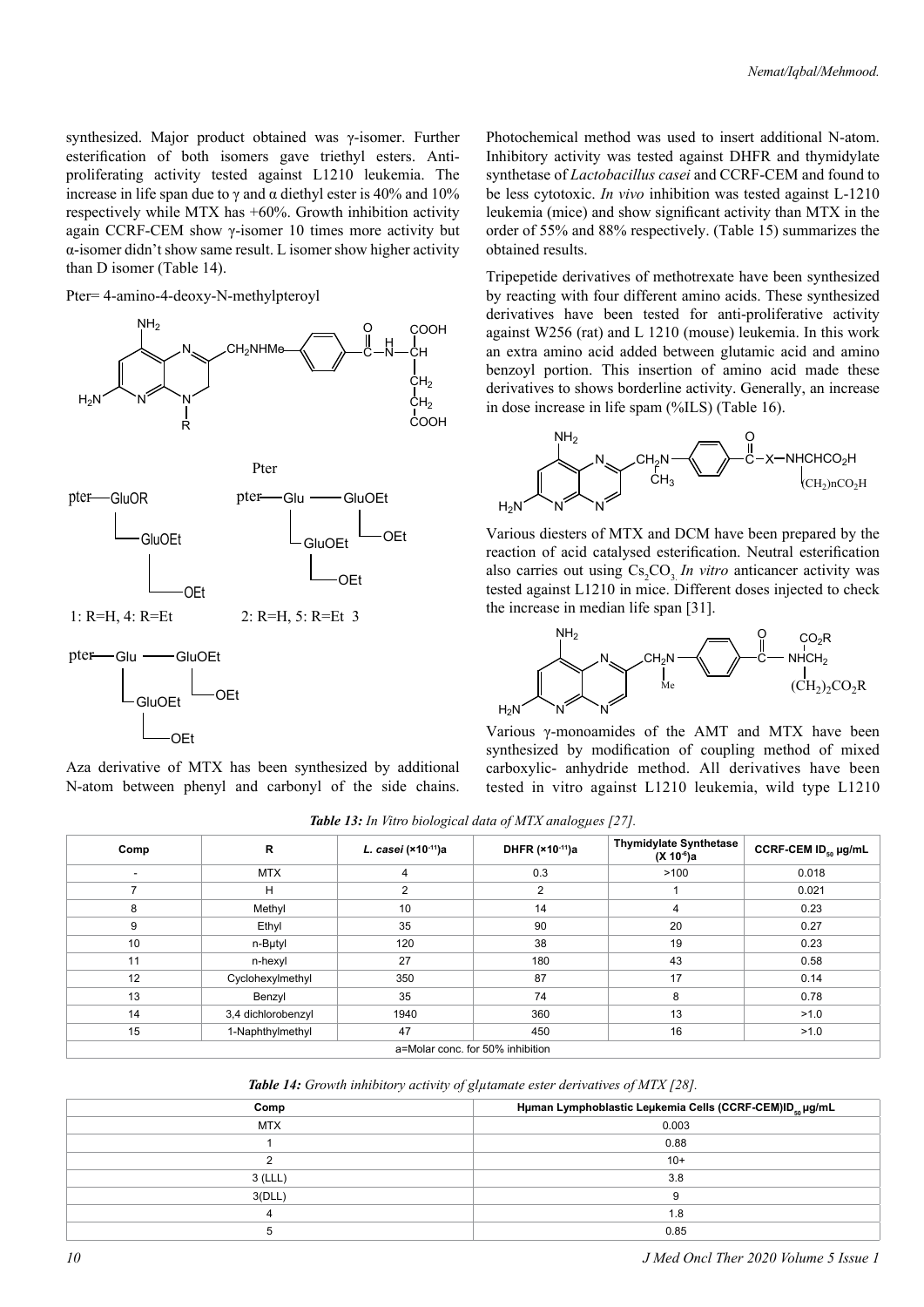synthesized. Major product obtained was γ-isomer. Further esterification of both isomers gave triethyl esters. Anti-proliferating activity tested against L1210 leukemia. The increase in life span due to γ and α diethyl ester is 40% and 10% respectively while MTX has +60%. Growth inhibition activity again CCRF-CEM show γ-isomer 10 times more activity but α-isomer didn't show same result. L isomer show higher activity than D isomer (Table 14).

Pter= 4-amino-4-deoxy-N-methylpteroyl

Pter

1: R=H, 4: R=Et     2: R=H, 5: R=Et  3

Aza derivative of MTX has been synthesized by additional N-atom between phenyl and carbonyl of the side chains. Photochemical method was used to insert additional N-atom. Inhibitory activity was tested against DHFR and thymidylate synthetase of *Lactobacillus casei* and CCRF-CEM and found to be less cytotoxic. *In vivo* inhibition was tested against L-1210 leukemia (mice) and show significant activity than MTX in the order of 55% and 88% respectively. (Table 15) summarizes the obtained results.

Tripepetide derivatives of methotrexate have been synthesized by reacting with four different amino acids. These synthesized derivatives have been tested for anti-proliferative activity against W256 (rat) and L 1210 (mouse) leukemia. In this work an extra amino acid added between glutamic acid and amino benzoyl portion. This insertion of amino acid made these derivatives to shows borderline activity. Generally, an increase in dose increase in life spam (%ILS) (Table 16).

Various diesters of MTX and DCM have been prepared by the reaction of acid catalysed esterification. Neutral esterification also carries out using $Cs_2CO_3$. *In vitro* anticancer activity was tested against L1210 in mice. Different doses injected to check the increase in median life span [31].

Various γ-monoamides of the AMT and MTX have been synthesized by modification of coupling method of mixed carboxylic- anhydride method. All derivatives have been tested in vitro against L1210 leukemia, wild type L1210

***Table 13:*** *In Vitro biological data of MTX analogues [27].*

| Comp | R | *L. casei* (×10$^{-11}$)a | DHFR (×10$^{-11}$)a | Thymidylate Synthetase (X 10$^{-6}$)a | CCRF-CEM ID$_{50}$ μg/mL |
|---|---|---|---|---|---|
| - | MTX | 4 | 0.3 | >100 | 0.018 |
| 7 | H | 2 | 2 | 1 | 0.021 |
| 8 | Methyl | 10 | 14 | 4 | 0.23 |
| 9 | Ethyl | 35 | 90 | 20 | 0.27 |
| 10 | n-Butyl | 120 | 38 | 19 | 0.23 |
| 11 | n-hexyl | 27 | 180 | 43 | 0.58 |
| 12 | Cyclohexylmethyl | 350 | 87 | 17 | 0.14 |
| 13 | Benzyl | 35 | 74 | 8 | 0.78 |
| 14 | 3,4 dichlorobenzyl | 1940 | 360 | 13 | >1.0 |
| 15 | 1-Naphthylmethyl | 47 | 450 | 16 | >1.0 |
| a=Molar conc. for 50% inhibition | | | | | |

***Table 14:*** *Growth inhibitory activity of glutamate ester derivatives of MTX [28].*

| Comp | Human Lymphoblastic Leukemia Cells (CCRF-CEM)ID$_{50}$ μg/mL |
|---|---|
| MTX | 0.003 |
| 1 | 0.88 |
| 2 | 10+ |
| 3 (LLL) | 3.8 |
| 3(DLL) | 9 |
| 4 | 1.8 |
| 5 | 0.85 |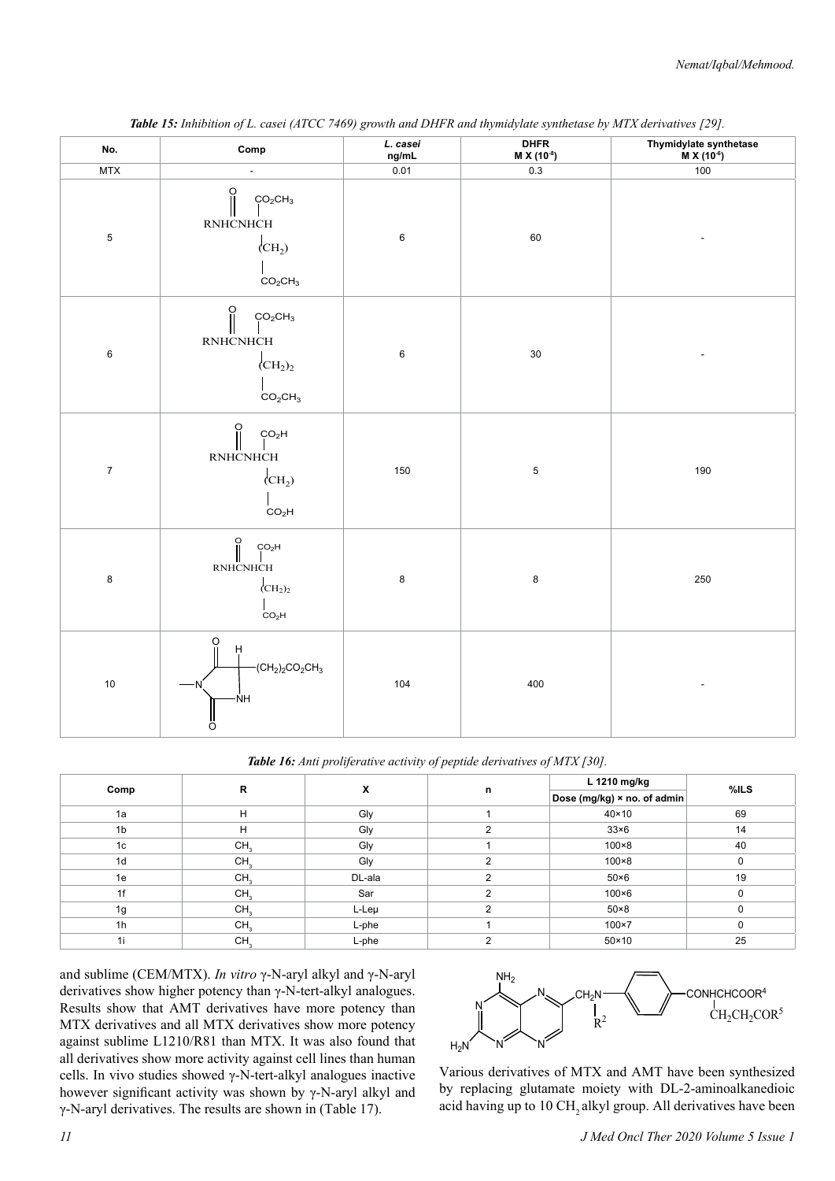*Table 15: Inhibition of L. casei (ATCC 7469) growth and DHFR and thymidylate synthetase by MTX derivatives [29].*

| No. | Comp | *L. casei* ng/mL | DHFR M X ($10^{-8}$) | Thymidylate synthetase M X ($10^{-6}$) |
|---|---|---|---|---|
| MTX | - | 0.01 | 0.3 | 100 |
| 5 | RNHC(=O)NHCH($CO_2CH_3$)($CH_2$)$CO_2CH_3$ | 6 | 60 | - |
| 6 | RNHC(=O)NHCH($CO_2CH_3$)$(CH_2)_2$$CO_2CH_3$ | 6 | 30 | - |
| 7 | RNHC(=O)NHCH($CO_2H$)($CH_2$)$CO_2H$ | 150 | 5 | 190 |
| 8 | RNHC(=O)NHCH($CO_2H$)$(CH_2)_2$$CO_2H$ | 8 | 8 | 250 |
| 10 | Hydantoin ring (N-substituted, 2,4-dioxo) with H and $(CH_2)_2CO_2CH_3$ | 104 | 400 | - |

*Table 16: Anti proliferative activity of peptide derivatives of MTX [30].*

| Comp | R | X | n | L 1210 mg/kg Dose (mg/kg) × no. of admin | %ILS |
|---|---|---|---|---|---|
| 1a | H | Gly | 1 | 40×10 | 69 |
| 1b | H | Gly | 2 | 33×6 | 14 |
| 1c | $CH_3$ | Gly | 1 | 100×8 | 40 |
| 1d | $CH_3$ | Gly | 2 | 100×8 | 0 |
| 1e | $CH_3$ | DL-ala | 2 | 50×6 | 19 |
| 1f | $CH_3$ | Sar | 2 | 100×6 | 0 |
| 1g | $CH_3$ | L-Leμ | 2 | 50×8 | 0 |
| 1h | $CH_3$ | L-phe | 1 | 100×7 | 0 |
| 1i | $CH_3$ | L-phe | 2 | 50×10 | 25 |

and sublime (CEM/MTX). *In vitro* γ-N-aryl alkyl and γ-N-aryl derivatives show higher potency than γ-N-tert-alkyl analogues. Results show that AMT derivatives have more potency than MTX derivatives and all MTX derivatives show more potency against sublime L1210/R81 than MTX. It was also found that all derivatives show more activity against cell lines than human cells. In vivo studies showed γ-N-tert-alkyl analogues inactive however significant activity was shown by γ-N-aryl alkyl and γ-N-aryl derivatives. The results are shown in (Table 17).

Various derivatives of MTX and AMT have been synthesized by replacing glutamate moiety with DL-2-aminoalkanedioic acid having up to 10 $CH_2$ alkyl group. All derivatives have been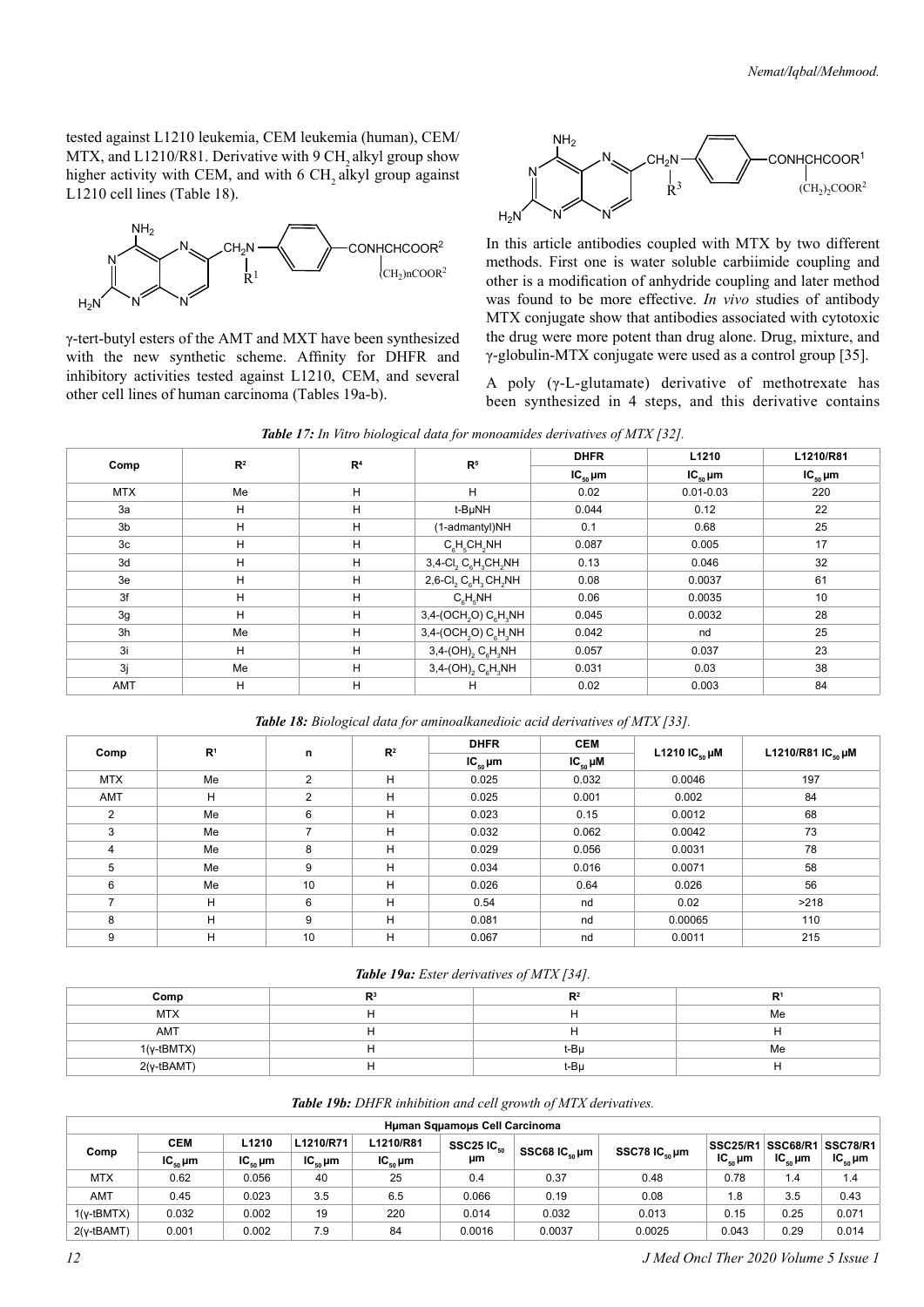tested against L1210 leukemia, CEM leukemia (human), CEM/MTX, and L1210/R81. Derivative with 9 $CH_2$ alkyl group show higher activity with CEM, and with 6 $CH_2$ alkyl group against L1210 cell lines (Table 18).

γ-tert-butyl esters of the AMT and MXT have been synthesized with the new synthetic scheme. Affinity for DHFR and inhibitory activities tested against L1210, CEM, and several other cell lines of human carcinoma (Tables 19a-b).

In this article antibodies coupled with MTX by two different methods. First one is water soluble carbiimide coupling and other is a modification of anhydride coupling and later method was found to be more effective. *In vivo* studies of antibody MTX conjugate show that antibodies associated with cytotoxic the drug were more potent than drug alone. Drug, mixture, and γ-globulin-MTX conjugate were used as a control group [35].

A poly (γ-L-glutamate) derivative of methotrexate has been synthesized in 4 steps, and this derivative contains

***Table 17:** In Vitro biological data for monoamides derivatives of MTX [32].*

| Comp | $R^2$ | $R^4$ | $R^5$ | DHFR | L1210 | L1210/R81 |
|---|---|---|---|---|---|---|
| | | | | $IC_{50}$ μm | $IC_{50}$ μm | $IC_{50}$ μm |
| MTX | Me | H | H | 0.02 | 0.01-0.03 | 220 |
| 3a | H | H | t-BμNH | 0.044 | 0.12 | 22 |
| 3b | H | H | (1-admantyl)NH | 0.1 | 0.68 | 25 |
| 3c | H | H | $C_6H_5CH_2NH$ | 0.087 | 0.005 | 17 |
| 3d | H | H | 3,4-$Cl_2$ $C_6H_3CH_2NH$ | 0.13 | 0.046 | 32 |
| 3e | H | H | 2,6-$Cl_2$ $C_6H_3$ $CH_2NH$ | 0.08 | 0.0037 | 61 |
| 3f | H | H | $C_6H_5NH$ | 0.06 | 0.0035 | 10 |
| 3g | H | H | 3,4-($OCH_2O$) $C_6H_3NH$ | 0.045 | 0.0032 | 28 |
| 3h | Me | H | 3,4-($OCH_2O$) $C_6H_3NH$ | 0.042 | nd | 25 |
| 3i | H | H | 3,4-$(OH)_2$ $C_6H_3NH$ | 0.057 | 0.037 | 23 |
| 3j | Me | H | 3,4-$(OH)_2$ $C_6H_3NH$ | 0.031 | 0.03 | 38 |
| AMT | H | H | H | 0.02 | 0.003 | 84 |

***Table 18:** Biological data for aminoalkanedioic acid derivatives of MTX [33].*

| Comp | $R^1$ | n | $R^2$ | DHFR | CEM | L1210 $IC_{50}$ μM | L1210/R81 $IC_{50}$ μM |
|---|---|---|---|---|---|---|---|
| | | | | $IC_{50}$ μm | $IC_{50}$ μM | | |
| MTX | Me | 2 | H | 0.025 | 0.032 | 0.0046 | 197 |
| AMT | H | 2 | H | 0.025 | 0.001 | 0.002 | 84 |
| 2 | Me | 6 | H | 0.023 | 0.15 | 0.0012 | 68 |
| 3 | Me | 7 | H | 0.032 | 0.062 | 0.0042 | 73 |
| 4 | Me | 8 | H | 0.029 | 0.056 | 0.0031 | 78 |
| 5 | Me | 9 | H | 0.034 | 0.016 | 0.0071 | 58 |
| 6 | Me | 10 | H | 0.026 | 0.64 | 0.026 | 56 |
| 7 | H | 6 | H | 0.54 | nd | 0.02 | >218 |
| 8 | H | 9 | H | 0.081 | nd | 0.00065 | 110 |
| 9 | H | 10 | H | 0.067 | nd | 0.0011 | 215 |

***Table 19a:** Ester derivatives of MTX [34].*

| Comp | $R^3$ | $R^2$ | $R^1$ |
|---|---|---|---|
| MTX | H | H | Me |
| AMT | H | H | H |
| 1(γ-tBMTX) | H | t-Bμ | Me |
| 2(γ-tBAMT) | H | t-Bμ | H |

***Table 19b:** DHFR inhibition and cell growth of MTX derivatives.*

| Comp | CEM | L1210 | L1210/R71 | L1210/R81 | Hμman Sqμamoμs Cell Carcinoma | | | | | |
|---|---|---|---|---|---|---|---|---|---|---|
| | $IC_{50}$ μm | $IC_{50}$ μm | $IC_{50}$ μm | $IC_{50}$ μm | SSC25 $IC_{50}$ μm | SSC68 $IC_{50}$ μm | SSC78 $IC_{50}$ μm | SSC25/R1 $IC_{50}$ μm | SSC68/R1 $IC_{50}$ μm | SSC78/R1 $IC_{50}$ μm |
| MTX | 0.62 | 0.056 | 40 | 25 | 0.4 | 0.37 | 0.48 | 0.78 | 1.4 | 1.4 |
| AMT | 0.45 | 0.023 | 3.5 | 6.5 | 0.066 | 0.19 | 0.08 | 1.8 | 3.5 | 0.43 |
| 1(γ-tBMTX) | 0.032 | 0.002 | 19 | 220 | 0.014 | 0.032 | 0.013 | 0.15 | 0.25 | 0.071 |
| 2(γ-tBAMT) | 0.001 | 0.002 | 7.9 | 84 | 0.0016 | 0.0037 | 0.0025 | 0.043 | 0.29 | 0.014 |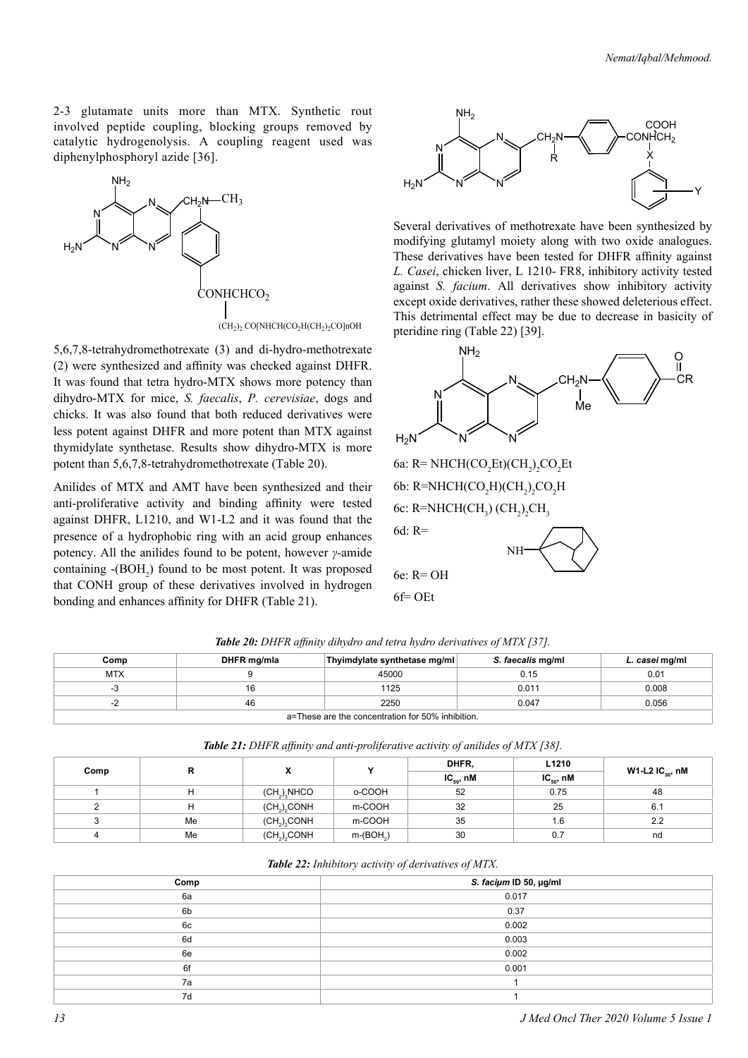2-3 glutamate units more than MTX. Synthetic rout involved peptide coupling, blocking groups removed by catalytic hydrogenolysis. A coupling reagent used was diphenylphosphoryl azide [36].

5,6,7,8-tetrahydromethotrexate (3) and di-hydro-methotrexate (2) were synthesized and affinity was checked against DHFR. It was found that tetra hydro-MTX shows more potency than dihydro-MTX for mice, *S. faecalis*, *P. cerevisiae*, dogs and chicks. It was also found that both reduced derivatives were less potent against DHFR and more potent than MTX against thymidylate synthetase. Results show dihydro-MTX is more potent than 5,6,7,8-tetrahydromethotrexate (Table 20).

Anilides of MTX and AMT have been synthesized and their anti-proliferative activity and binding affinity were tested against DHFR, L1210, and W1-L2 and it was found that the presence of a hydrophobic ring with an acid group enhances potency. All the anilides found to be potent, however *γ*-amide containing -($BOH_2$) found to be most potent. It was proposed that CONH group of these derivatives involved in hydrogen bonding and enhances affinity for DHFR (Table 21).

Several derivatives of methotrexate have been synthesized by modifying glutamyl moiety along with two oxide analogues. These derivatives have been tested for DHFR affinity against *L. Casei*, chicken liver, L 1210- FR8, inhibitory activity tested against *S. facium*. All derivatives show inhibitory activity except oxide derivatives, rather these showed deleterious effect. This detrimental effect may be due to decrease in basicity of pteridine ring (Table 22) [39].

6a: R= $NHCH(CO_2Et)(CH_2)_2CO_2Et$

6b: R=$NHCH(CO_2H)(CH_2)_2CO_2H$

6c: R=$NHCH(CH_3)(CH_2)_2CH_3$

6d: R=

6e: R= OH

6f= OEt

***Table 20:*** *DHFR affinity dihydro and tetra hydro derivatives of MTX [37].*

| Comp | DHFR mg/mla | Thyimdylate synthetase mg/ml | *S. faecalis* mg/ml | *L. casei* mg/ml |
|---|---|---|---|---|
| MTX | 9 | 45000 | 0.15 | 0.01 |
| -3 | 16 | 1125 | 0.011 | 0.008 |
| -2 | 46 | 2250 | 0.047 | 0.056 |
| a=These are the concentration for 50% inhibition. | | | | |

***Table 21:*** *DHFR affinity and anti-proliferative activity of anilides of MTX [38].*

| Comp | R | X | Y | DHFR, $IC_{50}$, nM | L1210 $IC_{50}$, nM | W1-L2 $IC_{50}$, nM |
|---|---|---|---|---|---|---|
| 1 | H | $(CH_2)_3NHCO$ | o-COOH | 52 | 0.75 | 48 |
| 2 | H | $(CH_2)_2CONH$ | m-COOH | 32 | 25 | 6.1 |
| 3 | Me | $(CH_2)_2CONH$ | m-COOH | 35 | 1.6 | 2.2 |
| 4 | Me | $(CH_2)_2CONH$ | m-($BOH_2$) | 30 | 0.7 | nd |

***Table 22:*** *Inhibitory activity of derivatives of MTX.*

| Comp | *S. facium* ID 50, µg/ml |
|---|---|
| 6a | 0.017 |
| 6b | 0.37 |
| 6c | 0.002 |
| 6d | 0.003 |
| 6e | 0.002 |
| 6f | 0.001 |
| 7a | 1 |
| 7d | 1 |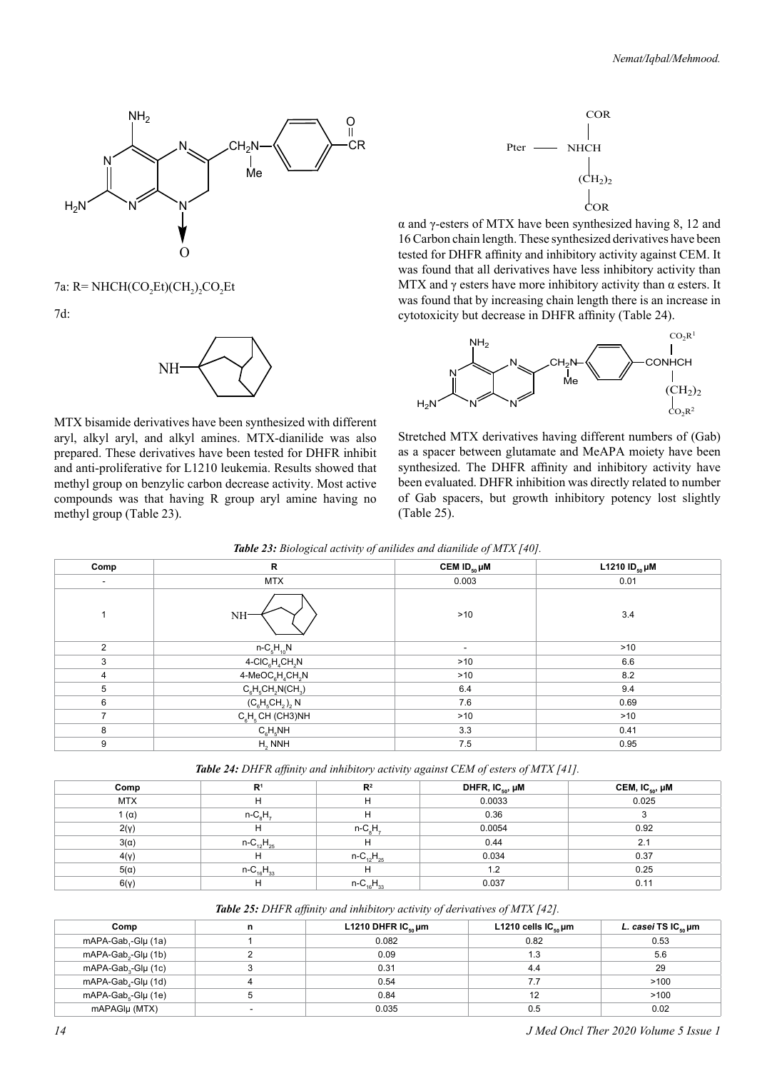7a: R= $NHCH(CO_2Et)(CH_2)_2CO_2Et$

7d:

MTX bisamide derivatives have been synthesized with different aryl, alkyl aryl, and alkyl amines. MTX-dianilide was also prepared. These derivatives have been tested for DHFR inhibit and anti-proliferative for L1210 leukemia. Results showed that methyl group on benzylic carbon decrease activity. Most active compounds was that having R group aryl amine having no methyl group (Table 23).

α and γ-esters of MTX have been synthesized having 8, 12 and 16 Carbon chain length. These synthesized derivatives have been tested for DHFR affinity and inhibitory activity against CEM. It was found that all derivatives have less inhibitory activity than MTX and γ esters have more inhibitory activity than α esters. It was found that by increasing chain length there is an increase in cytotoxicity but decrease in DHFR affinity (Table 24).

Stretched MTX derivatives having different numbers of (Gab) as a spacer between glutamate and MeAPA moiety have been synthesized. The DHFR affinity and inhibitory activity have been evaluated. DHFR inhibition was directly related to number of Gab spacers, but growth inhibitory potency lost slightly (Table 25).

*Table 23: Biological activity of anilides and dianilide of MTX [40].*

| Comp | R | CEM $ID_{50}$ μM | L1210 $ID_{50}$ μM |
|---|---|---|---|
| - | MTX | 0.003 | 0.01 |
| 1 | NH–(adamantyl) | >10 | 3.4 |
| 2 | n-$C_5H_{10}N$ | - | >10 |
| 3 | 4-$ClC_6H_4CH_2N$ | >10 | 6.6 |
| 4 | 4-$MeOC_6H_4CH_2N$ | >10 | 8.2 |
| 5 | $C_6H_5CH_2N(CH_3)$ | 6.4 | 9.4 |
| 6 | $(C_6H_5CH_2)_2N$ | 7.6 | 0.69 |
| 7 | $C_6H_5CH(CH3)NH$ | >10 | >10 |
| 8 | $C_6H_5NH$ | 3.3 | 0.41 |
| 9 | $H_2NNH$ | 7.5 | 0.95 |

*Table 24: DHFR affinity and inhibitory activity against CEM of esters of MTX [41].*

| Comp | $R^1$ | $R^2$ | DHFR, $IC_{50}$, μM | CEM, $IC_{50}$, μM |
|---|---|---|---|---|
| MTX | H | H | 0.0033 | 0.025 |
| 1 (α) | n-$C_8H_7$ | H | 0.36 | 3 |
| 2(γ) | H | n-$C_8H_7$ | 0.0054 | 0.92 |
| 3(α) | n-$C_{12}H_{25}$ | H | 0.44 | 2.1 |
| 4(γ) | H | n-$C_{12}H_{25}$ | 0.034 | 0.37 |
| 5(α) | n-$C_{16}H_{33}$ | H | 1.2 | 0.25 |
| 6(γ) | H | n-$C_{16}H_{33}$ | 0.037 | 0.11 |

*Table 25: DHFR affinity and inhibitory activity of derivatives of MTX [42].*

| Comp | n | L1210 DHFR $IC_{50}$ μm | L1210 cells $IC_{50}$ μm | *L. casei* TS $IC_{50}$ μm |
|---|---|---|---|---|
| mAPA-$Gab_1$-Glμ (1a) | 1 | 0.082 | 0.82 | 0.53 |
| mAPA-$Gab_2$-Glμ (1b) | 2 | 0.09 | 1.3 | 5.6 |
| mAPA-$Gab_3$-Glμ (1c) | 3 | 0.31 | 4.4 | 29 |
| mAPA-$Gab_4$-Glμ (1d) | 4 | 0.54 | 7.7 | >100 |
| mAPA-$Gab_5$-Glμ (1e) | 5 | 0.84 | 12 | >100 |
| mAPAGlμ (MTX) | - | 0.035 | 0.5 | 0.02 |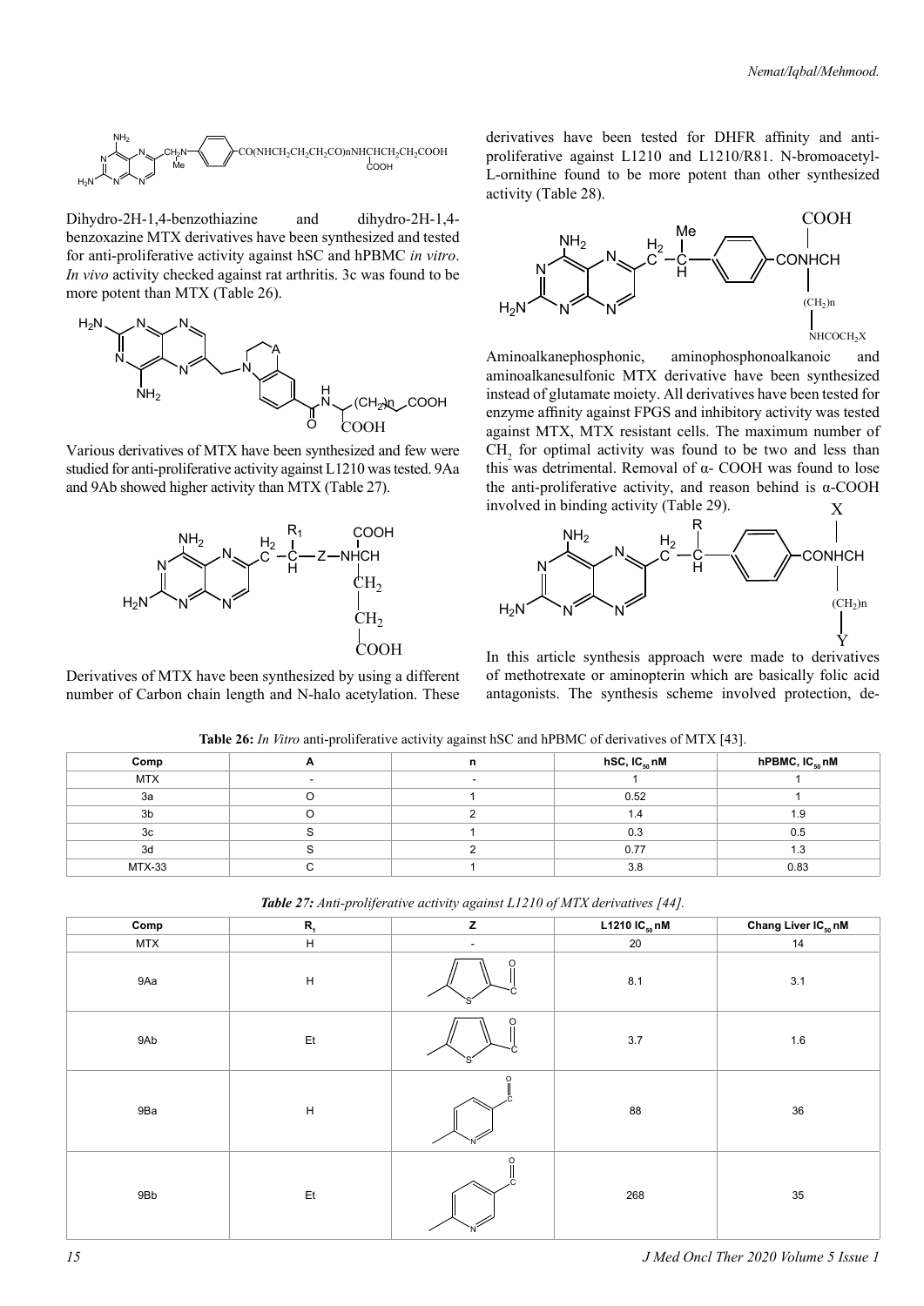Dihydro-2H-1,4-benzothiazine and dihydro-2H-1,4-benzoxazine MTX derivatives have been synthesized and tested for anti-proliferative activity against hSC and hPBMC *in vitro*. *In vivo* activity checked against rat arthritis. 3c was found to be more potent than MTX (Table 26).

Various derivatives of MTX have been synthesized and few were studied for anti-proliferative activity against L1210 was tested. 9Aa and 9Ab showed higher activity than MTX (Table 27).

Derivatives of MTX have been synthesized by using a different number of Carbon chain length and N-halo acetylation. These derivatives have been tested for DHFR affinity and anti-proliferative against L1210 and L1210/R81. N-bromoacetyl-L-ornithine found to be more potent than other synthesized activity (Table 28).

Aminoalkanephosphonic, aminophosphonoalkanoic and aminoalkanesulfonic MTX derivative have been synthesized instead of glutamate moiety. All derivatives have been tested for enzyme affinity against FPGS and inhibitory activity was tested against MTX, MTX resistant cells. The maximum number of $CH_2$ for optimal activity was found to be two and less than this was detrimental. Removal of α- COOH was found to lose the anti-proliferative activity, and reason behind is α-COOH involved in binding activity (Table 29).

In this article synthesis approach were made to derivatives of methotrexate or aminopterin which are basically folic acid antagonists. The synthesis scheme involved protection, de-

**Table 26:** *In Vitro* anti-proliferative activity against hSC and hPBMC of derivatives of MTX [43].

| Comp | A | n | hSC, $IC_{50}$ nM | hPBMC, $IC_{50}$ nM |
|---|---|---|---|---|
| MTX | - | - | 1 | 1 |
| 3a | O | 1 | 0.52 | 1 |
| 3b | O | 2 | 1.4 | 1.9 |
| 3c | S | 1 | 0.3 | 0.5 |
| 3d | S | 2 | 0.77 | 1.3 |
| MTX-33 | C | 1 | 3.8 | 0.83 |

***Table 27:*** *Anti-proliferative activity against L1210 of MTX derivatives [44].*

| Comp | $R_1$ | Z | L1210 $IC_{50}$ nM | Chang Liver $IC_{50}$ nM |
|---|---|---|---|---|
| MTX | H | - | 20 | 14 |
| 9Aa | H | thiophene-2,5-diyl-C(=O) | 8.1 | 3.1 |
| 9Ab | Et | thiophene-2,5-diyl-C(=O) | 3.7 | 1.6 |
| 9Ba | H | pyridine-2,5-diyl-C(=O) | 88 | 36 |
| 9Bb | Et | pyridine-2,5-diyl-C(=O) | 268 | 35 |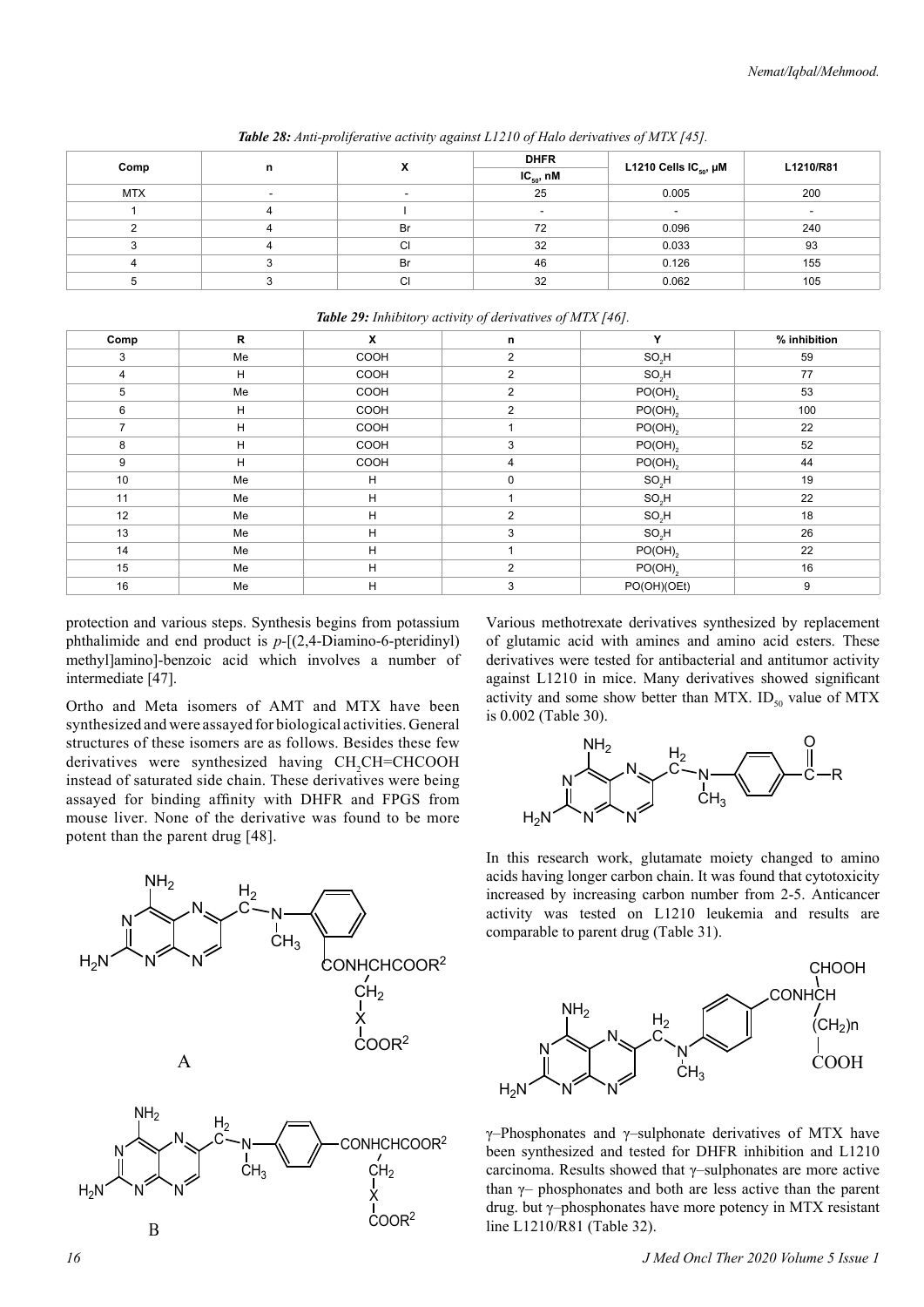***Table 28:** Anti-proliferative activity against L1210 of Halo derivatives of MTX [45].*

| Comp | n | X | DHFR $IC_{50}$, nM | L1210 Cells $IC_{50}$, μM | L1210/R81 |
|---|---|---|---|---|---|
| MTX | - | - | 25 | 0.005 | 200 |
| 1 | 4 | I | - | - | - |
| 2 | 4 | Br | 72 | 0.096 | 240 |
| 3 | 4 | Cl | 32 | 0.033 | 93 |
| 4 | 3 | Br | 46 | 0.126 | 155 |
| 5 | 3 | Cl | 32 | 0.062 | 105 |

***Table 29:** Inhibitory activity of derivatives of MTX [46].*

| Comp | R | X | n | Y | % inhibition |
|---|---|---|---|---|---|
| 3 | Me | COOH | 2 | $SO_2H$ | 59 |
| 4 | H | COOH | 2 | $SO_2H$ | 77 |
| 5 | Me | COOH | 2 | $PO(OH)_2$ | 53 |
| 6 | H | COOH | 2 | $PO(OH)_2$ | 100 |
| 7 | H | COOH | 1 | $PO(OH)_2$ | 22 |
| 8 | H | COOH | 3 | $PO(OH)_2$ | 52 |
| 9 | H | COOH | 4 | $PO(OH)_2$ | 44 |
| 10 | Me | H | 0 | $SO_2H$ | 19 |
| 11 | Me | H | 1 | $SO_2H$ | 22 |
| 12 | Me | H | 2 | $SO_2H$ | 18 |
| 13 | Me | H | 3 | $SO_2H$ | 26 |
| 14 | Me | H | 1 | $PO(OH)_2$ | 22 |
| 15 | Me | H | 2 | $PO(OH)_2$ | 16 |
| 16 | Me | H | 3 | PO(OH)(OEt) | 9 |

protection and various steps. Synthesis begins from potassium phthalimide and end product is *p*-[(2,4-Diamino-6-pteridinyl) methyl]amino]-benzoic acid which involves a number of intermediate [47].

Ortho and Meta isomers of AMT and MTX have been synthesized and were assayed for biological activities. General structures of these isomers are as follows. Besides these few derivatives were synthesized having $CH_2CH$=CHCOOH instead of saturated side chain. These derivatives were being assayed for binding affinity with DHFR and FPGS from mouse liver. None of the derivative was found to be more potent than the parent drug [48].

A

B

Various methotrexate derivatives synthesized by replacement of glutamic acid with amines and amino acid esters. These derivatives were tested for antibacterial and antitumor activity against L1210 in mice. Many derivatives showed significant activity and some show better than MTX. $ID_{50}$ value of MTX is 0.002 (Table 30).

In this research work, glutamate moiety changed to amino acids having longer carbon chain. It was found that cytotoxicity increased by increasing carbon number from 2-5. Anticancer activity was tested on L1210 leukemia and results are comparable to parent drug (Table 31).

γ–Phosphonates and γ–sulphonate derivatives of MTX have been synthesized and tested for DHFR inhibition and L1210 carcinoma. Results showed that γ–sulphonates are more active than γ– phosphonates and both are less active than the parent drug. but γ–phosphonates have more potency in MTX resistant line L1210/R81 (Table 32).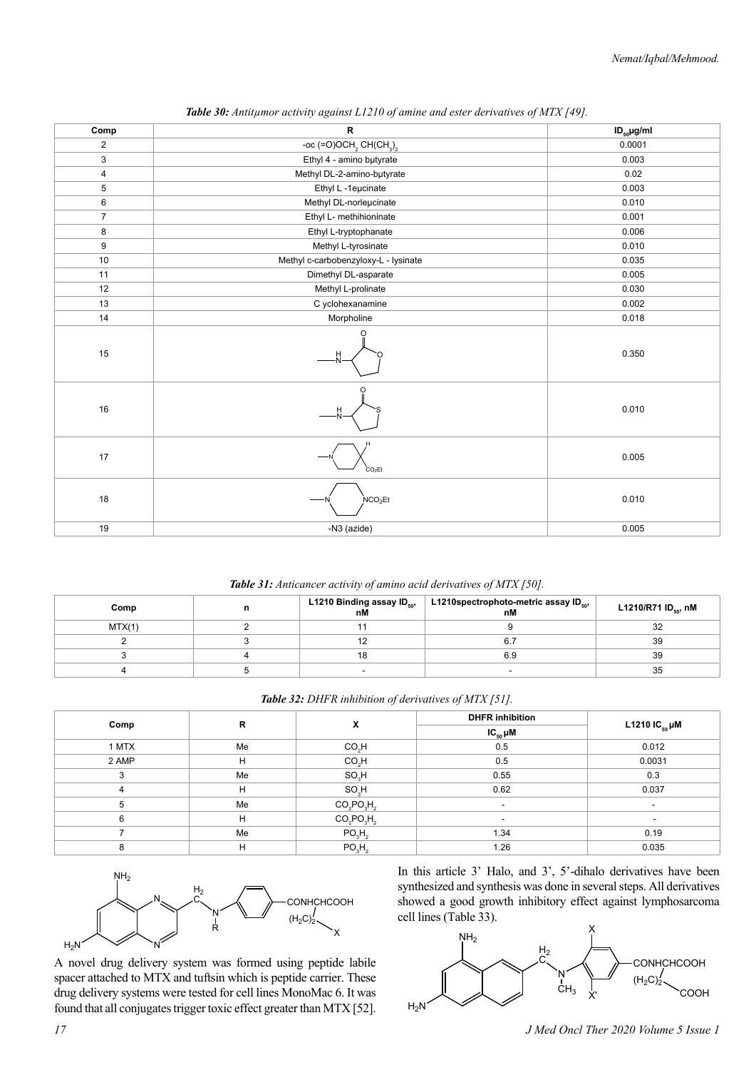*Table 30: Antitμmor activity against L1210 of amine and ester derivatives of MTX [49].*

| Comp | R | $ID_{50}$ μg/ml |
|---|---|---|
| 2 | -oc (=O)OCH$_2$ CH(CH$_3$)$_2$ | 0.0001 |
| 3 | Ethyl 4 - amino bμtyrate | 0.003 |
| 4 | Methyl DL-2-amino-bμtyrate | 0.02 |
| 5 | Ethyl L -1eμcinate | 0.003 |
| 6 | Methyl DL-norleμcinate | 0.010 |
| 7 | Ethyl L- methihioninate | 0.001 |
| 8 | Ethyl L-tryptophanate | 0.006 |
| 9 | Methyl L-tyrosinate | 0.010 |
| 10 | Methyl c-carbobenzyloxy-L - lysinate | 0.035 |
| 11 | Dimethyl DL-asparate | 0.005 |
| 12 | Methyl L-prolinate | 0.030 |
| 13 | C yclohexanamine | 0.002 |
| 14 | Morpholine | 0.018 |
| 15 | | 0.350 |
| 16 | | 0.010 |
| 17 | | 0.005 |
| 18 | | 0.010 |
| 19 | -N3 (azide) | 0.005 |

*Table 31: Anticancer activity of amino acid derivatives of MTX [50].*

| Comp | n | L1210 Binding assay $ID_{50}$, nM | L1210spectrophoto-metric assay $ID_{50}$, nM | L1210/R71 $ID_{50}$, nM |
|---|---|---|---|---|
| MTX(1) | 2 | 11 | 9 | 32 |
| 2 | 3 | 12 | 6.7 | 39 |
| 3 | 4 | 18 | 6.9 | 39 |
| 4 | 5 | - | - | 35 |

*Table 32: DHFR inhibition of derivatives of MTX [51].*

| Comp | R | X | DHFR inhibition | L1210 $IC_{50}$ μM |
|---|---|---|---|---|
| | | | $IC_{50}$ μM | |
| 1 MTX | Me | $CO_2H$ | 0.5 | 0.012 |
| 2 AMP | H | $CO_2H$ | 0.5 | 0.0031 |
| 3 | Me | $SO_3H$ | 0.55 | 0.3 |
| 4 | H | $SO_3H$ | 0.62 | 0.037 |
| 5 | Me | $CO_2PO_3H_2$ | - | - |
| 6 | H | $CO_2PO_3H_2$ | - | - |
| 7 | Me | $PO_3H_2$ | 1.34 | 0.19 |
| 8 | H | $PO_3H_2$ | 1.26 | 0.035 |

A novel drug delivery system was formed using peptide labile spacer attached to MTX and tuftsin which is peptide carrier. These drug delivery systems were tested for cell lines MonoMac 6. It was found that all conjugates trigger toxic effect greater than MTX [52].

In this article 3' Halo, and 3', 5'-dihalo derivatives have been synthesized and synthesis was done in several steps. All derivatives showed a good growth inhibitory effect against lymphosarcoma cell lines (Table 33).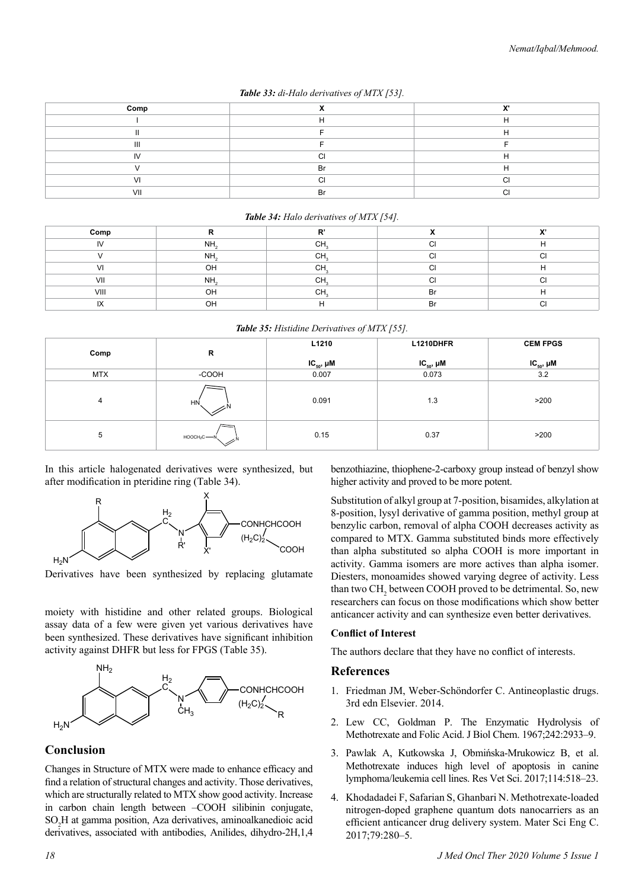***Table 33:*** *di-Halo derivatives of MTX [53].*

| Comp | X | X' |
|---|---|---|
| I | H | H |
| II | F | H |
| III | F | F |
| IV | Cl | H |
| V | Br | H |
| VI | Cl | Cl |
| VII | Br | Cl |

***Table 34:*** *Halo derivatives of MTX [54].*

| Comp | R | R' | X | X' |
|---|---|---|---|---|
| IV | $NH_2$ | $CH_3$ | Cl | H |
| V | $NH_2$ | $CH_3$ | Cl | Cl |
| VI | OH | $CH_3$ | Cl | H |
| VII | $NH_2$ | $CH_3$ | Cl | Cl |
| VIII | OH | $CH_3$ | Br | H |
| IX | OH | H | Br | Cl |

***Table 35:*** *Histidine Derivatives of MTX [55].*

| Comp | R | L1210 $IC_{50}$, μM | L1210DHFR $IC_{50}$, μM | CEM FPGS $IC_{50}$, μM |
|---|---|---|---|---|
| MTX | -COOH | 0.007 | 0.073 | 3.2 |
| 4 | (imidazolyl, HN) | 0.091 | 1.3 | >200 |
| 5 | $HOOCH_2C$–N (imidazolyl) | 0.15 | 0.37 | >200 |

In this article halogenated derivatives were synthesized, but after modification in pteridine ring (Table 34).

Derivatives have been synthesized by replacing glutamate moiety with histidine and other related groups. Biological assay data of a few were given yet various derivatives have been synthesized. These derivatives have significant inhibition activity against DHFR but less for FPGS (Table 35).

## Conclusion

Changes in Structure of MTX were made to enhance efficacy and find a relation of structural changes and activity. Those derivatives, which are structurally related to MTX show good activity. Increase in carbon chain length between –COOH silibinin conjugate, $SO_2H$ at gamma position, Aza derivatives, aminoalkanedioic acid derivatives, associated with antibodies, Anilides, dihydro-2H,1,4 benzothiazine, thiophene-2-carboxy group instead of benzyl show higher activity and proved to be more potent.

Substitution of alkyl group at 7-position, bisamides, alkylation at 8-position, lysyl derivative of gamma position, methyl group at benzylic carbon, removal of alpha COOH decreases activity as compared to MTX. Gamma substituted binds more effectively than alpha substituted so alpha COOH is more important in activity. Gamma isomers are more actives than alpha isomer. Diesters, monoamides showed varying degree of activity. Less than two $CH_2$ between COOH proved to be detrimental. So, new researchers can focus on those modifications which show better anticancer activity and can synthesize even better derivatives.

### Conflict of Interest

The authors declare that they have no conflict of interests.

## References

1. Friedman JM, Weber-Schöndorfer C. Antineoplastic drugs. 3rd edn Elsevier. 2014.
2. Lew CC, Goldman P. The Enzymatic Hydrolysis of Methotrexate and Folic Acid. J Biol Chem. 1967;242:2933–9.
3. Pawlak A, Kutkowska J, Obmińska-Mrukowicz B, et al. Methotrexate induces high level of apoptosis in canine lymphoma/leukemia cell lines. Res Vet Sci. 2017;114:518–23.
4. Khodadadei F, Safarian S, Ghanbari N. Methotrexate-loaded nitrogen-doped graphene quantum dots nanocarriers as an efficient anticancer drug delivery system. Mater Sci Eng C. 2017;79:280–5.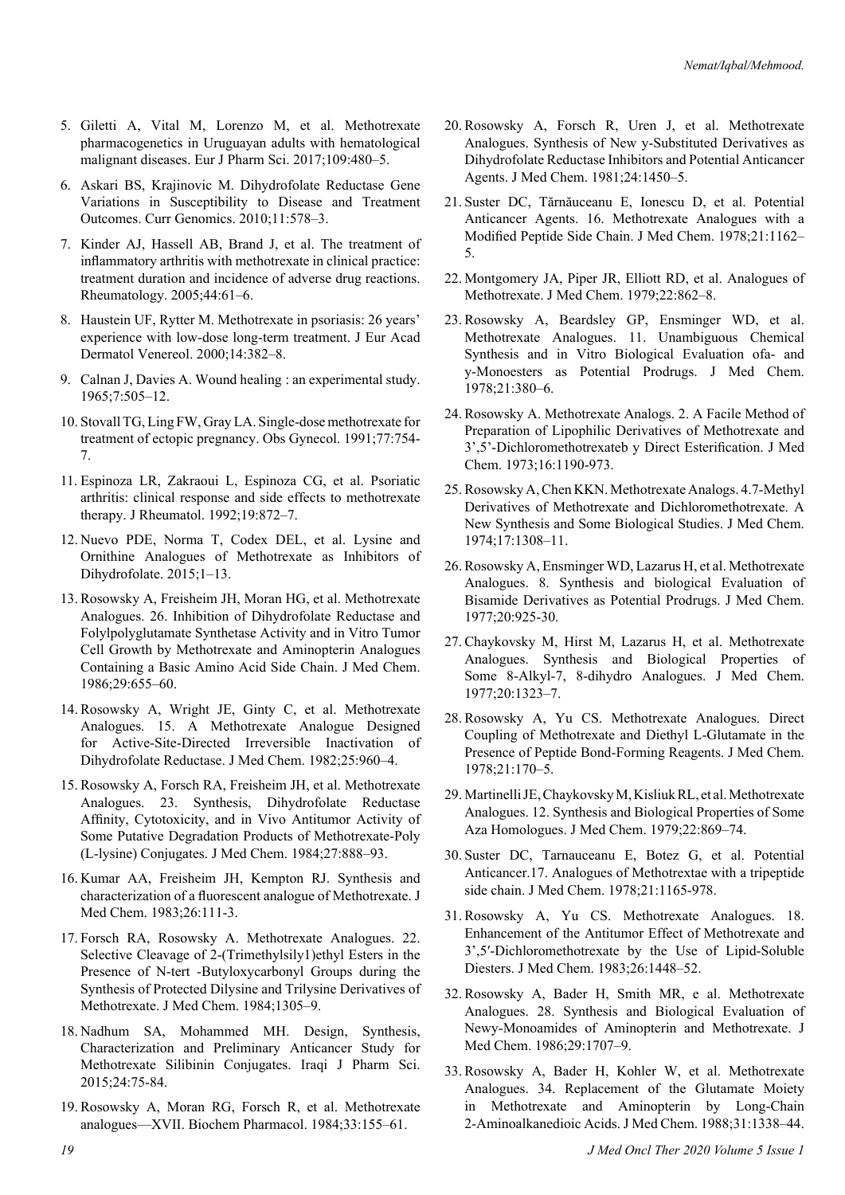5. Giletti A, Vital M, Lorenzo M, et al. Methotrexate pharmacogenetics in Uruguayan adults with hematological malignant diseases. Eur J Pharm Sci. 2017;109:480–5.
6. Askari BS, Krajinovic M. Dihydrofolate Reductase Gene Variations in Susceptibility to Disease and Treatment Outcomes. Curr Genomics. 2010;11:578–3.
7. Kinder AJ, Hassell AB, Brand J, et al. The treatment of inflammatory arthritis with methotrexate in clinical practice: treatment duration and incidence of adverse drug reactions. Rheumatology. 2005;44:61–6.
8. Haustein UF, Rytter M. Methotrexate in psoriasis: 26 years' experience with low-dose long-term treatment. J Eur Acad Dermatol Venereol. 2000;14:382–8.
9. Calnan J, Davies A. Wound healing : an experimental study. 1965;7:505–12.
10. Stovall TG, Ling FW, Gray LA. Single-dose methotrexate for treatment of ectopic pregnancy. Obs Gynecol. 1991;77:754-7.
11. Espinoza LR, Zakraoui L, Espinoza CG, et al. Psoriatic arthritis: clinical response and side effects to methotrexate therapy. J Rheumatol. 1992;19:872–7.
12. Nuevo PDE, Norma T, Codex DEL, et al. Lysine and Ornithine Analogues of Methotrexate as Inhibitors of Dihydrofolate. 2015;1–13.
13. Rosowsky A, Freisheim JH, Moran HG, et al. Methotrexate Analogues. 26. Inhibition of Dihydrofolate Reductase and Folylpolyglutamate Synthetase Activity and in Vitro Tumor Cell Growth by Methotrexate and Aminopterin Analogues Containing a Basic Amino Acid Side Chain. J Med Chem. 1986;29:655–60.
14. Rosowsky A, Wright JE, Ginty C, et al. Methotrexate Analogues. 15. A Methotrexate Analogue Designed for Active-Site-Directed Irreversible Inactivation of Dihydrofolate Reductase. J Med Chem. 1982;25:960–4.
15. Rosowsky A, Forsch RA, Freisheim JH, et al. Methotrexate Analogues. 23. Synthesis, Dihydrofolate Reductase Affinity, Cytotoxicity, and in Vivo Antitumor Activity of Some Putative Degradation Products of Methotrexate-Poly (L-lysine) Conjugates. J Med Chem. 1984;27:888–93.
16. Kumar AA, Freisheim JH, Kempton RJ. Synthesis and characterization of a fluorescent analogue of Methotrexate. J Med Chem. 1983;26:111-3.
17. Forsch RA, Rosowsky A. Methotrexate Analogues. 22. Selective Cleavage of 2-(Trimethylsily1)ethyl Esters in the Presence of N-tert -Butyloxycarbonyl Groups during the Synthesis of Protected Dilysine and Trilysine Derivatives of Methotrexate. J Med Chem. 1984;1305–9.
18. Nadhum SA, Mohammed MH. Design, Synthesis, Characterization and Preliminary Anticancer Study for Methotrexate Silibinin Conjugates. Iraqi J Pharm Sci. 2015;24:75-84.
19. Rosowsky A, Moran RG, Forsch R, et al. Methotrexate analogues—XVII. Biochem Pharmacol. 1984;33:155–61.
20. Rosowsky A, Forsch R, Uren J, et al. Methotrexate Analogues. Synthesis of New y-Substituted Derivatives as Dihydrofolate Reductase Inhibitors and Potential Anticancer Agents. J Med Chem. 1981;24:1450–5.
21. Suster DC, Tărnăuceanu E, Ionescu D, et al. Potential Anticancer Agents. 16. Methotrexate Analogues with a Modified Peptide Side Chain. J Med Chem. 1978;21:1162–5.
22. Montgomery JA, Piper JR, Elliott RD, et al. Analogues of Methotrexate. J Med Chem. 1979;22:862–8.
23. Rosowsky A, Beardsley GP, Ensminger WD, et al. Methotrexate Analogues. 11. Unambiguous Chemical Synthesis and in Vitro Biological Evaluation ofa- and y-Monoesters as Potential Prodrugs. J Med Chem. 1978;21:380–6.
24. Rosowsky A. Methotrexate Analogs. 2. A Facile Method of Preparation of Lipophilic Derivatives of Methotrexate and 3',5'-Dichloromethotrexateb y Direct Esterification. J Med Chem. 1973;16:1190-973.
25. Rosowsky A, Chen KKN. Methotrexate Analogs. 4.7-Methyl Derivatives of Methotrexate and Dichloromethotrexate. A New Synthesis and Some Biological Studies. J Med Chem. 1974;17:1308–11.
26. Rosowsky A, Ensminger WD, Lazarus H, et al. Methotrexate Analogues. 8. Synthesis and biological Evaluation of Bisamide Derivatives as Potential Prodrugs. J Med Chem. 1977;20:925-30.
27. Chaykovsky M, Hirst M, Lazarus H, et al. Methotrexate Analogues. Synthesis and Biological Properties of Some 8-Alkyl-7, 8-dihydro Analogues. J Med Chem. 1977;20:1323–7.
28. Rosowsky A, Yu CS. Methotrexate Analogues. Direct Coupling of Methotrexate and Diethyl L-Glutamate in the Presence of Peptide Bond-Forming Reagents. J Med Chem. 1978;21:170–5.
29. Martinelli JE, Chaykovsky M, Kisliuk RL, et al. Methotrexate Analogues. 12. Synthesis and Biological Properties of Some Aza Homologues. J Med Chem. 1979;22:869–74.
30. Suster DC, Tarnauceanu E, Botez G, et al. Potential Anticancer.17. Analogues of Methotrextae with a tripeptide side chain. J Med Chem. 1978;21:1165-978.
31. Rosowsky A, Yu CS. Methotrexate Analogues. 18. Enhancement of the Antitumor Effect of Methotrexate and 3',5′-Dichloromethotrexate by the Use of Lipid-Soluble Diesters. J Med Chem. 1983;26:1448–52.
32. Rosowsky A, Bader H, Smith MR, e al. Methotrexate Analogues. 28. Synthesis and Biological Evaluation of Newy-Monoamides of Aminopterin and Methotrexate. J Med Chem. 1986;29:1707–9.
33. Rosowsky A, Bader H, Kohler W, et al. Methotrexate Analogues. 34. Replacement of the Glutamate Moiety in Methotrexate and Aminopterin by Long-Chain 2-Aminoalkanedioic Acids. J Med Chem. 1988;31:1338–44.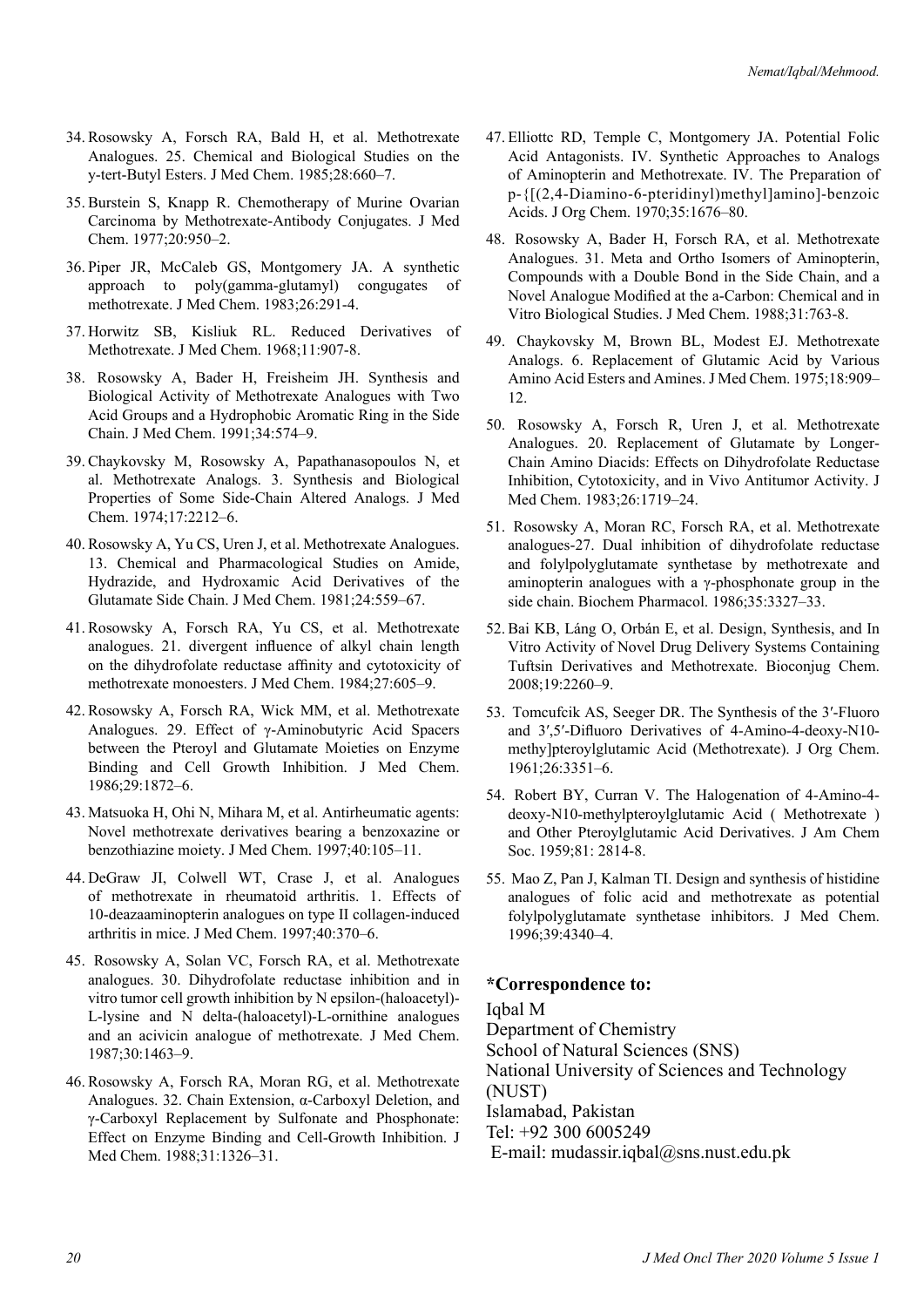34. Rosowsky A, Forsch RA, Bald H, et al. Methotrexate Analogues. 25. Chemical and Biological Studies on the y-tert-Butyl Esters. J Med Chem. 1985;28:660–7.

35. Burstein S, Knapp R. Chemotherapy of Murine Ovarian Carcinoma by Methotrexate-Antibody Conjugates. J Med Chem. 1977;20:950–2.

36. Piper JR, McCaleb GS, Montgomery JA. A synthetic approach to poly(gamma-glutamyl) congugates of methotrexate. J Med Chem. 1983;26:291-4.

37. Horwitz SB, Kisliuk RL. Reduced Derivatives of Methotrexate. J Med Chem. 1968;11:907-8.

38. Rosowsky A, Bader H, Freisheim JH. Synthesis and Biological Activity of Methotrexate Analogues with Two Acid Groups and a Hydrophobic Aromatic Ring in the Side Chain. J Med Chem. 1991;34:574–9.

39. Chaykovsky M, Rosowsky A, Papathanasopoulos N, et al. Methotrexate Analogs. 3. Synthesis and Biological Properties of Some Side-Chain Altered Analogs. J Med Chem. 1974;17:2212–6.

40. Rosowsky A, Yu CS, Uren J, et al. Methotrexate Analogues. 13. Chemical and Pharmacological Studies on Amide, Hydrazide, and Hydroxamic Acid Derivatives of the Glutamate Side Chain. J Med Chem. 1981;24:559–67.

41. Rosowsky A, Forsch RA, Yu CS, et al. Methotrexate analogues. 21. divergent influence of alkyl chain length on the dihydrofolate reductase affinity and cytotoxicity of methotrexate monoesters. J Med Chem. 1984;27:605–9.

42. Rosowsky A, Forsch RA, Wick MM, et al. Methotrexate Analogues. 29. Effect of γ-Aminobutyric Acid Spacers between the Pteroyl and Glutamate Moieties on Enzyme Binding and Cell Growth Inhibition. J Med Chem. 1986;29:1872–6.

43. Matsuoka H, Ohi N, Mihara M, et al. Antirheumatic agents: Novel methotrexate derivatives bearing a benzoxazine or benzothiazine moiety. J Med Chem. 1997;40:105–11.

44. DeGraw JI, Colwell WT, Crase J, et al. Analogues of methotrexate in rheumatoid arthritis. 1. Effects of 10-deazaaminopterin analogues on type II collagen-induced arthritis in mice. J Med Chem. 1997;40:370–6.

45. Rosowsky A, Solan VC, Forsch RA, et al. Methotrexate analogues. 30. Dihydrofolate reductase inhibition and in vitro tumor cell growth inhibition by N epsilon-(haloacetyl)-L-lysine and N delta-(haloacetyl)-L-ornithine analogues and an acivicin analogue of methotrexate. J Med Chem. 1987;30:1463–9.

46. Rosowsky A, Forsch RA, Moran RG, et al. Methotrexate Analogues. 32. Chain Extension, α-Carboxyl Deletion, and γ-Carboxyl Replacement by Sulfonate and Phosphonate: Effect on Enzyme Binding and Cell-Growth Inhibition. J Med Chem. 1988;31:1326–31.

47. Elliottc RD, Temple C, Montgomery JA. Potential Folic Acid Antagonists. IV. Synthetic Approaches to Analogs of Aminopterin and Methotrexate. IV. The Preparation of p-{[(2,4-Diamino-6-pteridinyl)methyl]amino]-benzoic Acids. J Org Chem. 1970;35:1676–80.

48. Rosowsky A, Bader H, Forsch RA, et al. Methotrexate Analogues. 31. Meta and Ortho Isomers of Aminopterin, Compounds with a Double Bond in the Side Chain, and a Novel Analogue Modified at the a-Carbon: Chemical and in Vitro Biological Studies. J Med Chem. 1988;31:763-8.

49. Chaykovsky M, Brown BL, Modest EJ. Methotrexate Analogs. 6. Replacement of Glutamic Acid by Various Amino Acid Esters and Amines. J Med Chem. 1975;18:909–12.

50. Rosowsky A, Forsch R, Uren J, et al. Methotrexate Analogues. 20. Replacement of Glutamate by Longer-Chain Amino Diacids: Effects on Dihydrofolate Reductase Inhibition, Cytotoxicity, and in Vivo Antitumor Activity. J Med Chem. 1983;26:1719–24.

51. Rosowsky A, Moran RC, Forsch RA, et al. Methotrexate analogues-27. Dual inhibition of dihydrofolate reductase and folylpolyglutamate synthetase by methotrexate and aminopterin analogues with a γ-phosphonate group in the side chain. Biochem Pharmacol. 1986;35:3327–33.

52. Bai KB, Láng O, Orbán E, et al. Design, Synthesis, and In Vitro Activity of Novel Drug Delivery Systems Containing Tuftsin Derivatives and Methotrexate. Bioconjug Chem. 2008;19:2260–9.

53. Tomcufcik AS, Seeger DR. The Synthesis of the 3′-Fluoro and 3′,5′-Difluoro Derivatives of 4-Amino-4-deoxy-N10-methy]pteroylglutamic Acid (Methotrexate). J Org Chem. 1961;26:3351–6.

54. Robert BY, Curran V. The Halogenation of 4-Amino-4-deoxy-N10-methylpteroylglutamic Acid ( Methotrexate ) and Other Pteroylglutamic Acid Derivatives. J Am Chem Soc. 1959;81: 2814-8.

55. Mao Z, Pan J, Kalman TI. Design and synthesis of histidine analogues of folic acid and methotrexate as potential folylpolyglutamate synthetase inhibitors. J Med Chem. 1996;39:4340–4.

**\*Correspondence to:**

Iqbal M
Department of Chemistry
School of Natural Sciences (SNS)
National University of Sciences and Technology (NUST)
Islamabad, Pakistan
Tel: +92 300 6005249
E-mail: mudassir.iqbal@sns.nust.edu.pk